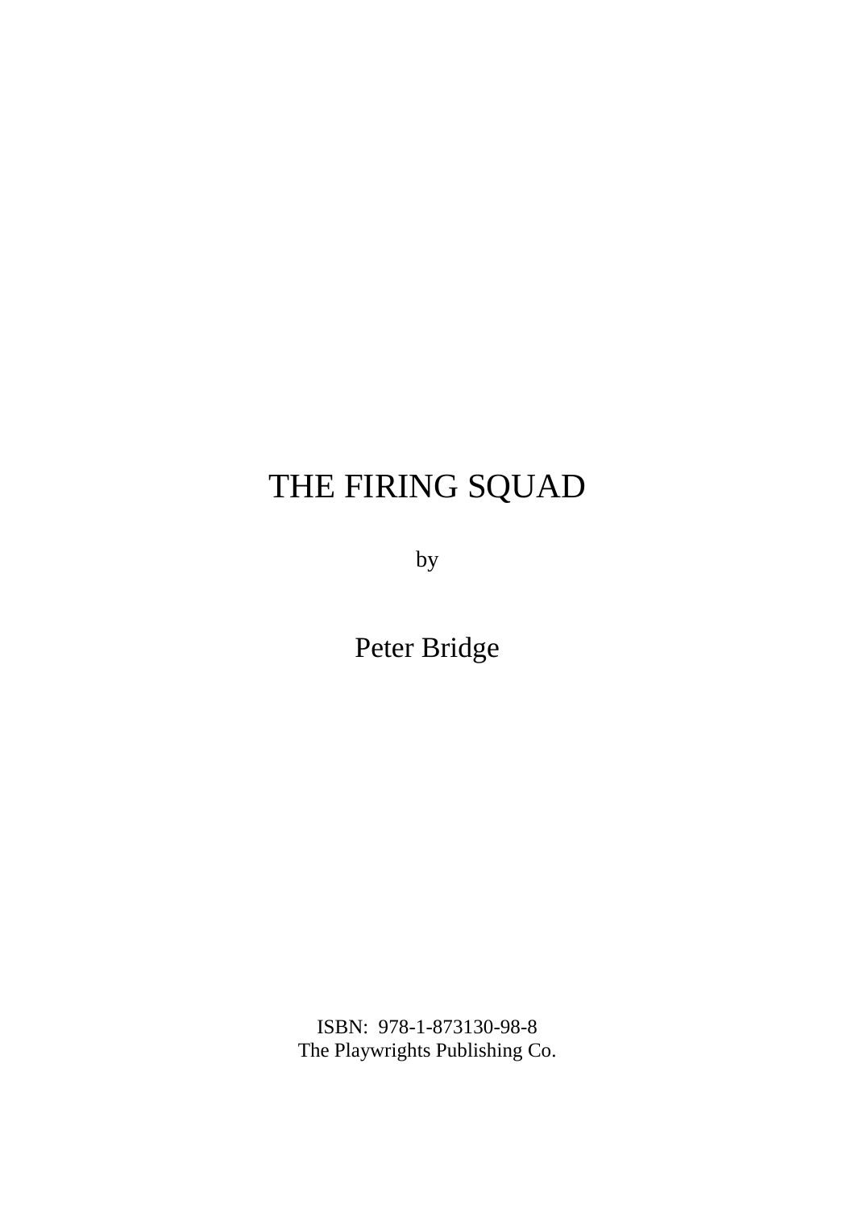# THE FIRING SQUAD

by

Peter Bridge

ISBN: 978-1-873130-98-8
The Playwrights Publishing Co.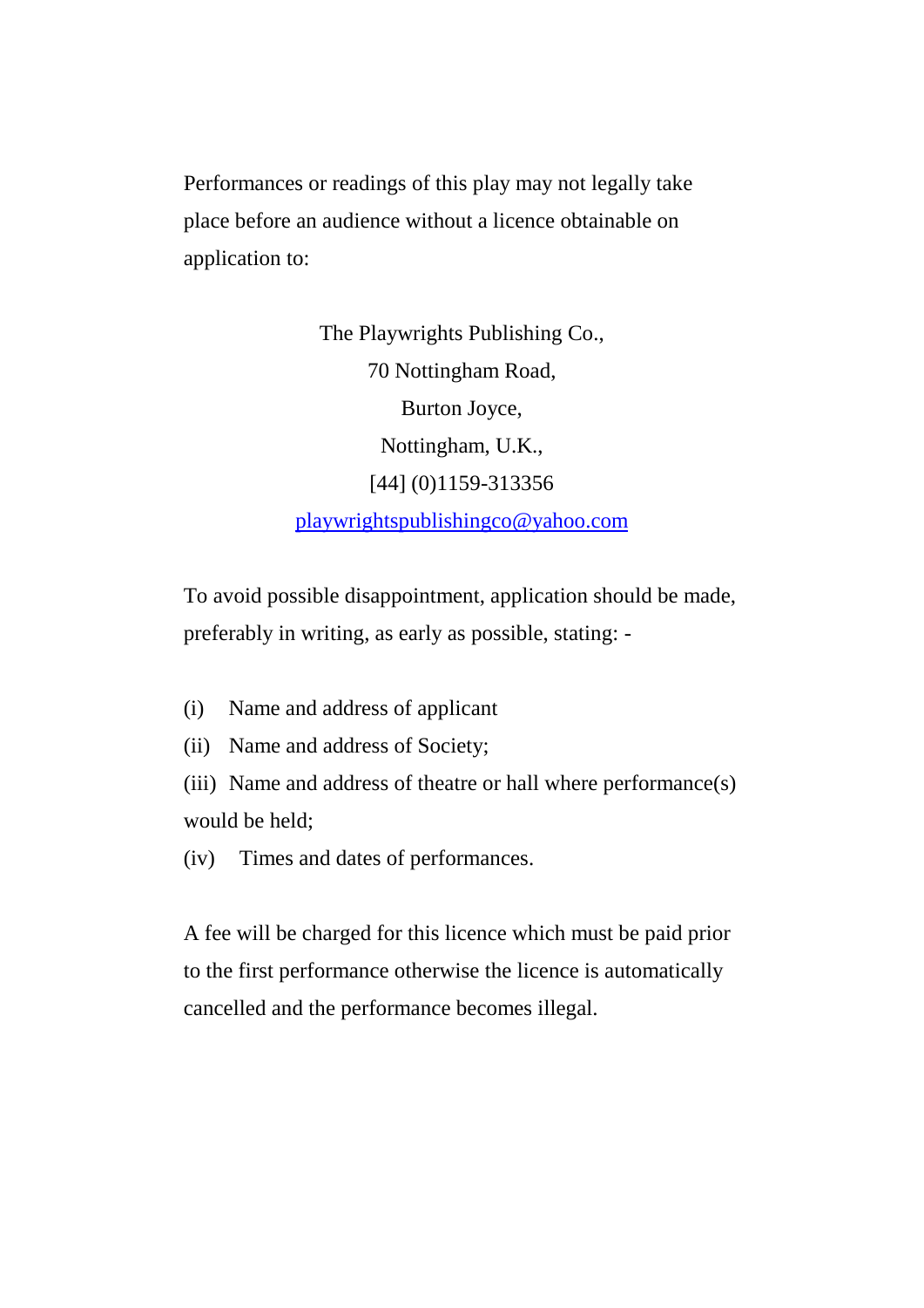Performances or readings of this play may not legally take place before an audience without a licence obtainable on application to:

The Playwrights Publishing Co.,
70 Nottingham Road,
Burton Joyce,
Nottingham, U.K.,
[44] (0)1159-313356
playwrightspublishingco@yahoo.com

To avoid possible disappointment, application should be made, preferably in writing, as early as possible, stating: -

(i) Name and address of applicant
(ii) Name and address of Society;
(iii) Name and address of theatre or hall where performance(s) would be held;
(iv) Times and dates of performances.

A fee will be charged for this licence which must be paid prior to the first performance otherwise the licence is automatically cancelled and the performance becomes illegal.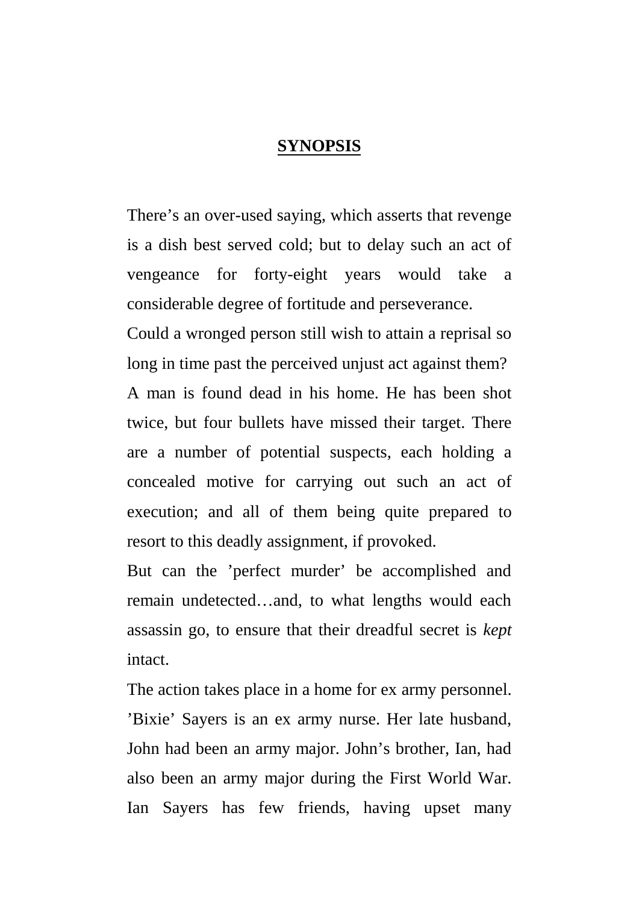## SYNOPSIS

There's an over-used saying, which asserts that revenge is a dish best served cold; but to delay such an act of vengeance for forty-eight years would take a considerable degree of fortitude and perseverance.

Could a wronged person still wish to attain a reprisal so long in time past the perceived unjust act against them?

A man is found dead in his home. He has been shot twice, but four bullets have missed their target. There are a number of potential suspects, each holding a concealed motive for carrying out such an act of execution; and all of them being quite prepared to resort to this deadly assignment, if provoked.

But can the 'perfect murder' be accomplished and remain undetected…and, to what lengths would each assassin go, to ensure that their dreadful secret is *kept* intact.

The action takes place in a home for ex army personnel. 'Bixie' Sayers is an ex army nurse. Her late husband, John had been an army major. John's brother, Ian, had also been an army major during the First World War. Ian Sayers has few friends, having upset many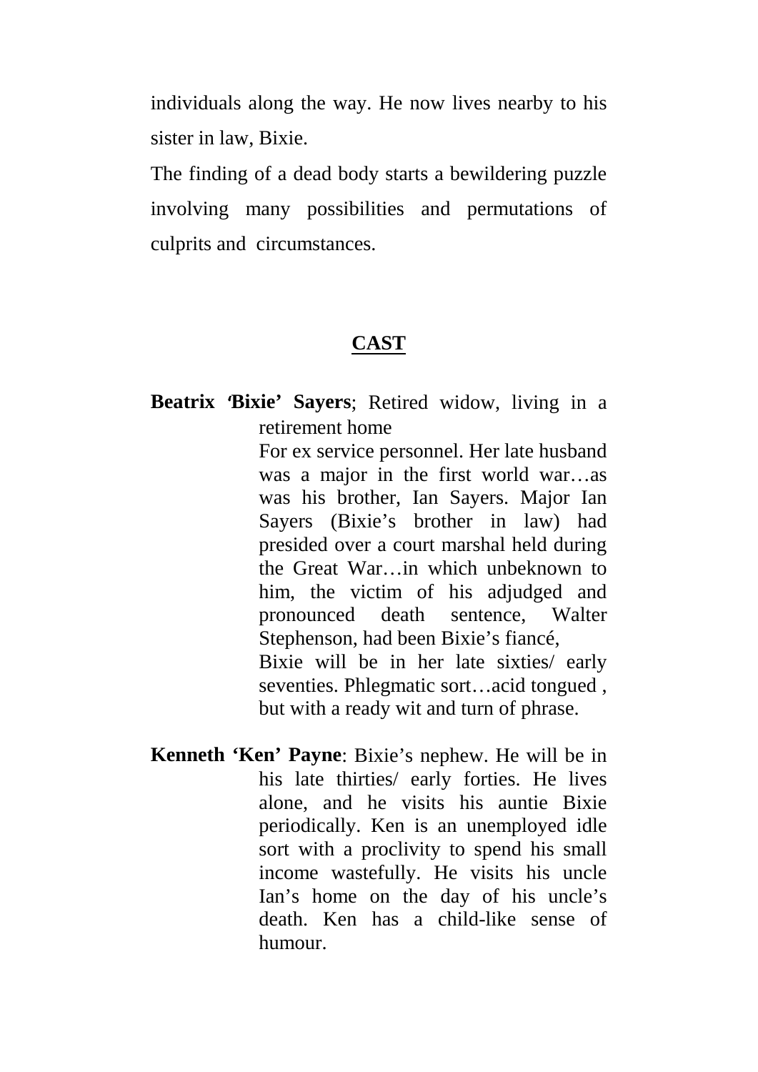individuals along the way. He now lives nearby to his sister in law, Bixie.

The finding of a dead body starts a bewildering puzzle involving many possibilities and permutations of culprits and circumstances.

## CAST

**Beatrix 'Bixie' Sayers**; Retired widow, living in a retirement home For ex service personnel. Her late husband was a major in the first world war…as was his brother, Ian Sayers. Major Ian Sayers (Bixie's brother in law) had presided over a court marshal held during the Great War…in which unbeknown to him, the victim of his adjudged and pronounced death sentence, Walter Stephenson, had been Bixie's fiancé,
Bixie will be in her late sixties/ early seventies. Phlegmatic sort…acid tongued , but with a ready wit and turn of phrase.

**Kenneth 'Ken' Payne**: Bixie's nephew. He will be in his late thirties/ early forties. He lives alone, and he visits his auntie Bixie periodically. Ken is an unemployed idle sort with a proclivity to spend his small income wastefully. He visits his uncle Ian's home on the day of his uncle's death. Ken has a child-like sense of humour.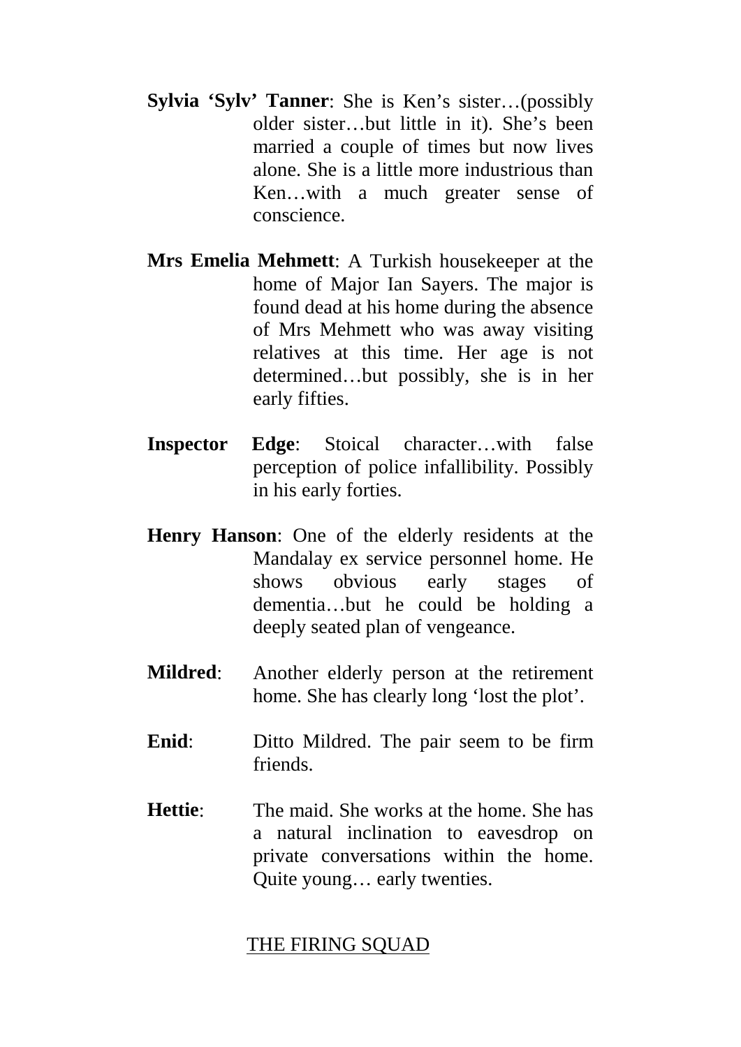**Sylvia 'Sylv' Tanner**: She is Ken's sister…(possibly older sister…but little in it). She's been married a couple of times but now lives alone. She is a little more industrious than Ken…with a much greater sense of conscience.

**Mrs Emelia Mehmett**: A Turkish housekeeper at the home of Major Ian Sayers. The major is found dead at his home during the absence of Mrs Mehmett who was away visiting relatives at this time. Her age is not determined…but possibly, she is in her early fifties.

**Inspector Edge**: Stoical character…with false perception of police infallibility. Possibly in his early forties.

**Henry Hanson**: One of the elderly residents at the Mandalay ex service personnel home. He shows obvious early stages of dementia…but he could be holding a deeply seated plan of vengeance.

**Mildred**: Another elderly person at the retirement home. She has clearly long 'lost the plot'.

**Enid**: Ditto Mildred. The pair seem to be firm friends.

**Hettie**: The maid. She works at the home. She has a natural inclination to eavesdrop on private conversations within the home. Quite young… early twenties.

<u>THE FIRING SQUAD</u>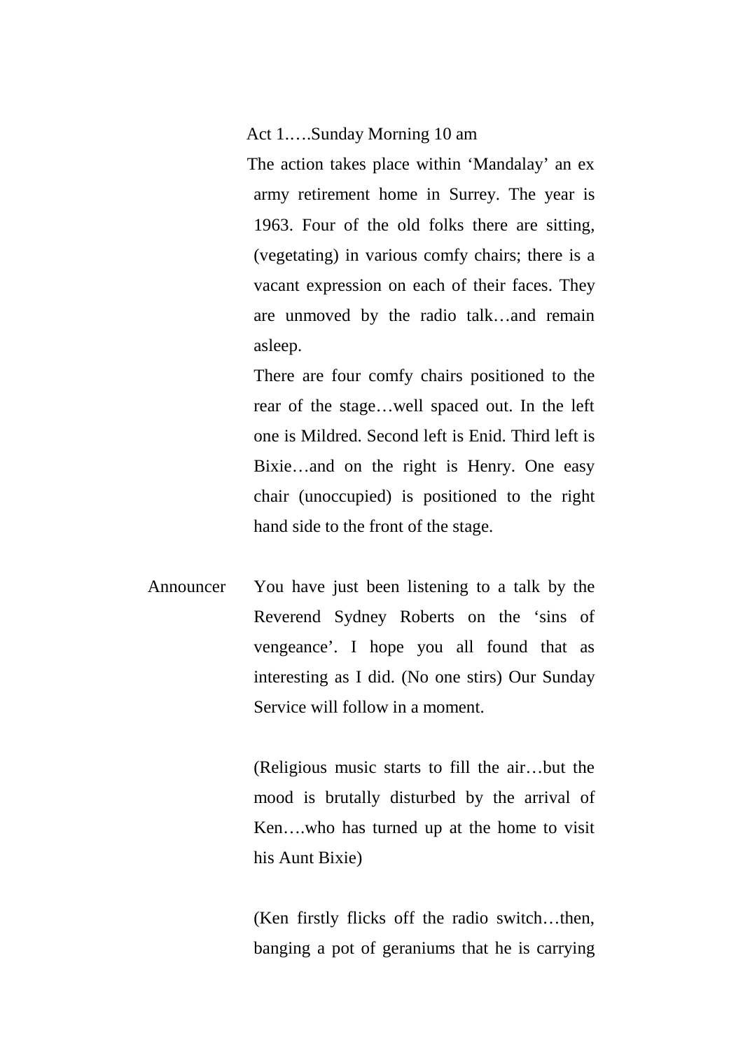Act 1.….Sunday Morning 10 am

The action takes place within 'Mandalay' an ex army retirement home in Surrey. The year is 1963. Four of the old folks there are sitting, (vegetating) in various comfy chairs; there is a vacant expression on each of their faces. They are unmoved by the radio talk…and remain asleep.

There are four comfy chairs positioned to the rear of the stage…well spaced out. In the left one is Mildred. Second left is Enid. Third left is Bixie…and on the right is Henry. One easy chair (unoccupied) is positioned to the right hand side to the front of the stage.

Announcer You have just been listening to a talk by the Reverend Sydney Roberts on the 'sins of vengeance'. I hope you all found that as interesting as I did. (No one stirs) Our Sunday Service will follow in a moment.

(Religious music starts to fill the air…but the mood is brutally disturbed by the arrival of Ken….who has turned up at the home to visit his Aunt Bixie)

(Ken firstly flicks off the radio switch…then, banging a pot of geraniums that he is carrying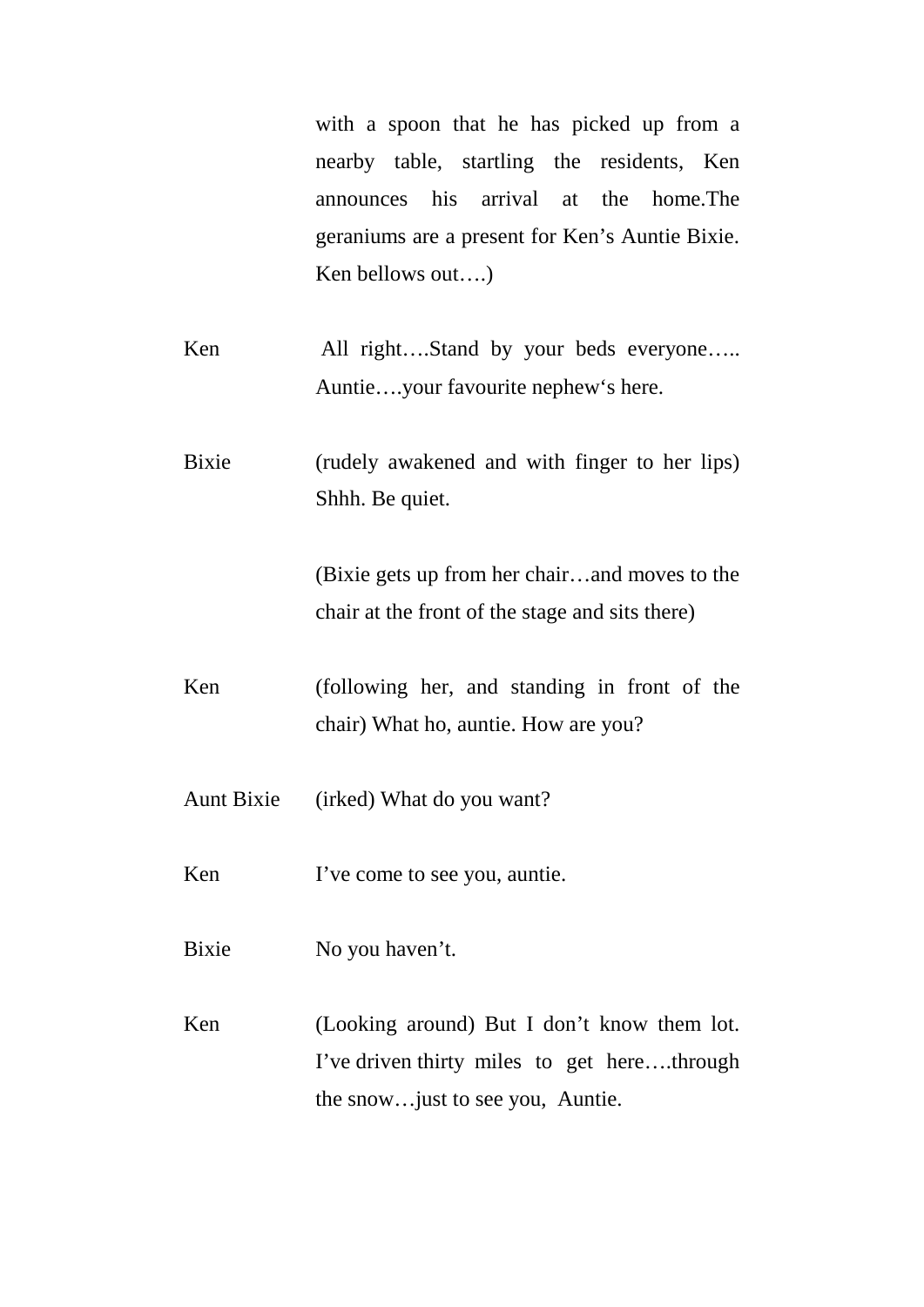with a spoon that he has picked up from a nearby table, startling the residents, Ken announces his arrival at the home.The geraniums are a present for Ken's Auntie Bixie. Ken bellows out….)

Ken — All right….Stand by your beds everyone….. Auntie….your favourite nephew's here.

Bixie — (rudely awakened and with finger to her lips) Shhh. Be quiet.

(Bixie gets up from her chair…and moves to the chair at the front of the stage and sits there)

Ken — (following her, and standing in front of the chair) What ho, auntie. How are you?

Aunt Bixie — (irked) What do you want?

Ken — I've come to see you, auntie.

Bixie — No you haven't.

Ken — (Looking around) But I don't know them lot. I've driven thirty miles to get here….through the snow…just to see you, Auntie.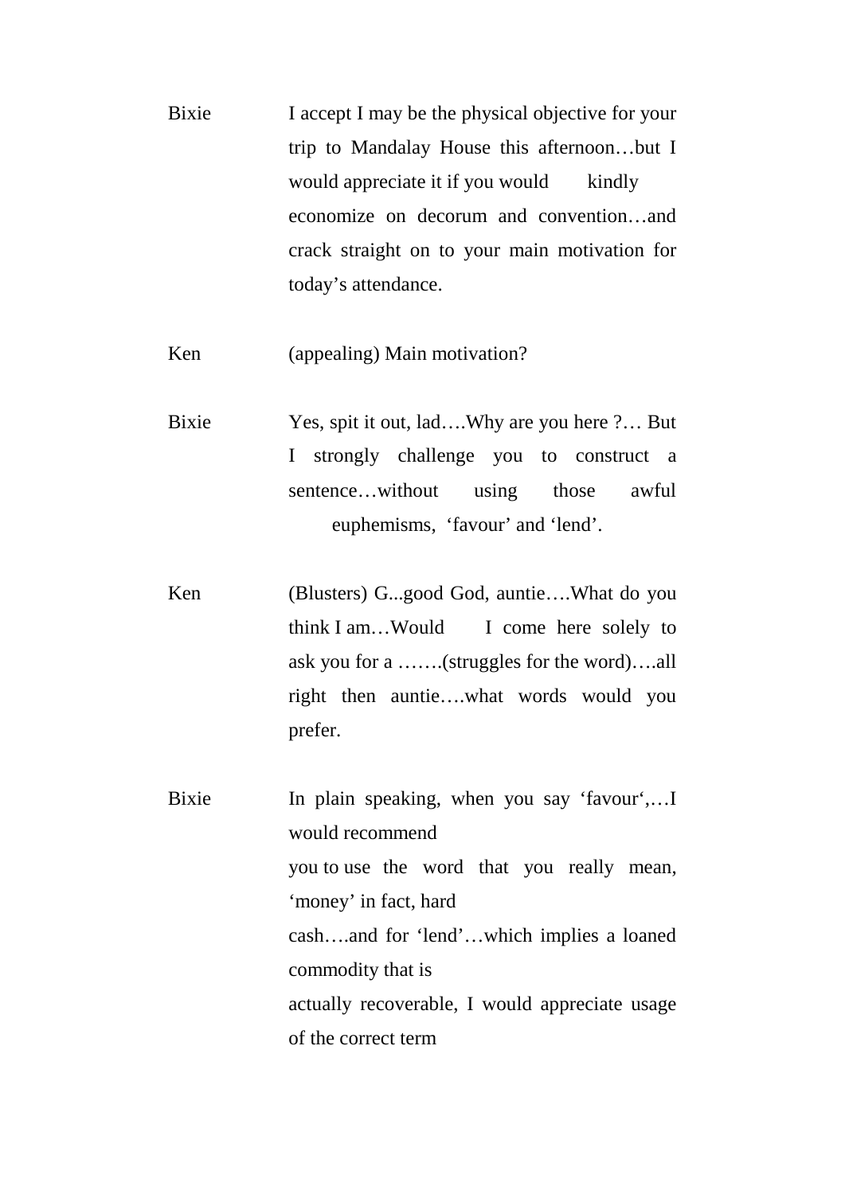Bixie I accept I may be the physical objective for your trip to Mandalay House this afternoon…but I would appreciate it if you would kindly economize on decorum and convention…and crack straight on to your main motivation for today's attendance.

Ken (appealing) Main motivation?

Bixie Yes, spit it out, lad….Why are you here ?… But I strongly challenge you to construct a sentence…without using those awful euphemisms, 'favour' and 'lend'.

Ken (Blusters) G...good God, auntie….What do you think I am…Would I come here solely to ask you for a …….(struggles for the word)….all right then auntie….what words would you prefer.

Bixie In plain speaking, when you say 'favour',…I would recommend you to use the word that you really mean, 'money' in fact, hard cash….and for 'lend'…which implies a loaned commodity that is actually recoverable, I would appreciate usage of the correct term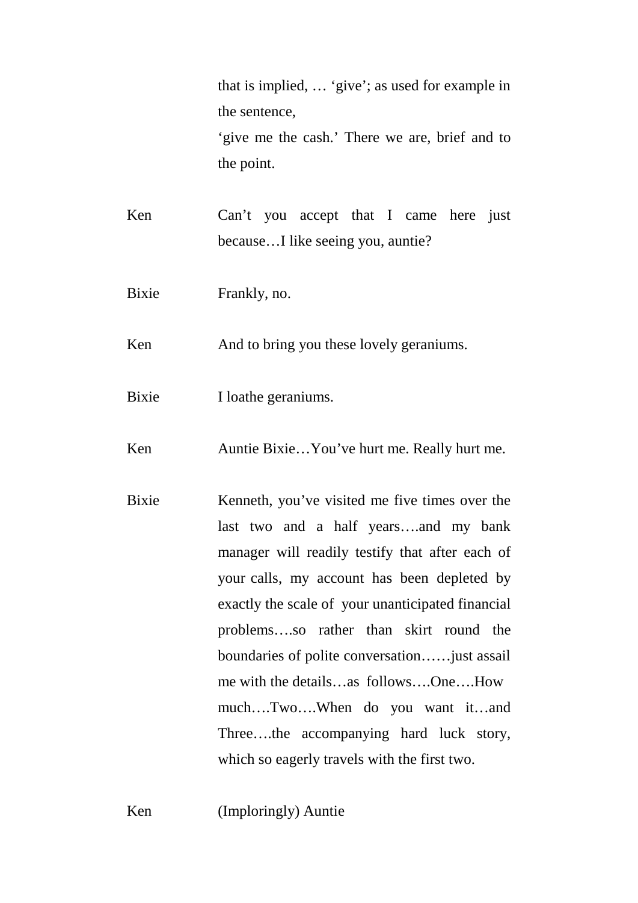that is implied, … 'give'; as used for example in the sentence,
'give me the cash.' There we are, brief and to the point.

Ken Can't you accept that I came here just because…I like seeing you, auntie?

Bixie Frankly, no.

Ken And to bring you these lovely geraniums.

Bixie I loathe geraniums.

Ken Auntie Bixie…You've hurt me. Really hurt me.

Bixie Kenneth, you've visited me five times over the last two and a half years….and my bank manager will readily testify that after each of your calls, my account has been depleted by exactly the scale of your unanticipated financial problems….so rather than skirt round the boundaries of polite conversation……just assail me with the details…as follows….One….How much….Two….When do you want it…and Three….the accompanying hard luck story, which so eagerly travels with the first two.

Ken (Imploringly) Auntie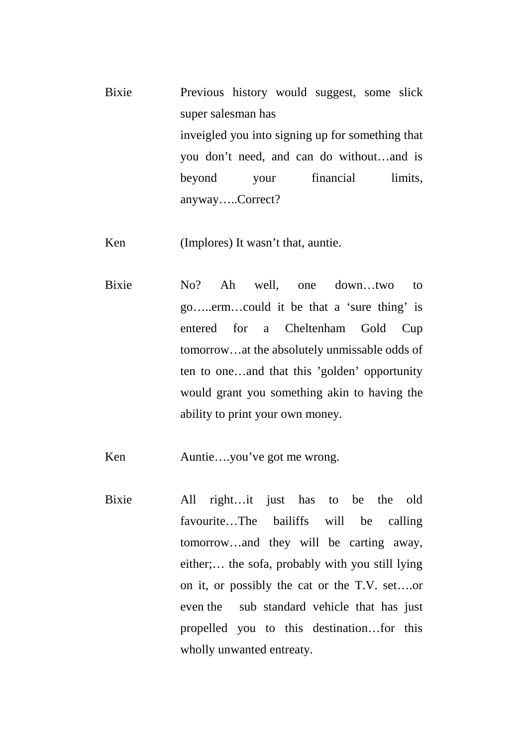Bixie Previous history would suggest, some slick super salesman has inveigled you into signing up for something that you don't need, and can do without…and is beyond your financial limits, anyway…..Correct?

Ken (Implores) It wasn't that, auntie.

Bixie No? Ah well, one down…two to go…..erm…could it be that a 'sure thing' is entered for a Cheltenham Gold Cup tomorrow…at the absolutely unmissable odds of ten to one…and that this 'golden' opportunity would grant you something akin to having the ability to print your own money.

Ken Auntie….you've got me wrong.

Bixie All right…it just has to be the old favourite…The bailiffs will be calling tomorrow…and they will be carting away, either;… the sofa, probably with you still lying on it, or possibly the cat or the T.V. set….or even the sub standard vehicle that has just propelled you to this destination…for this wholly unwanted entreaty.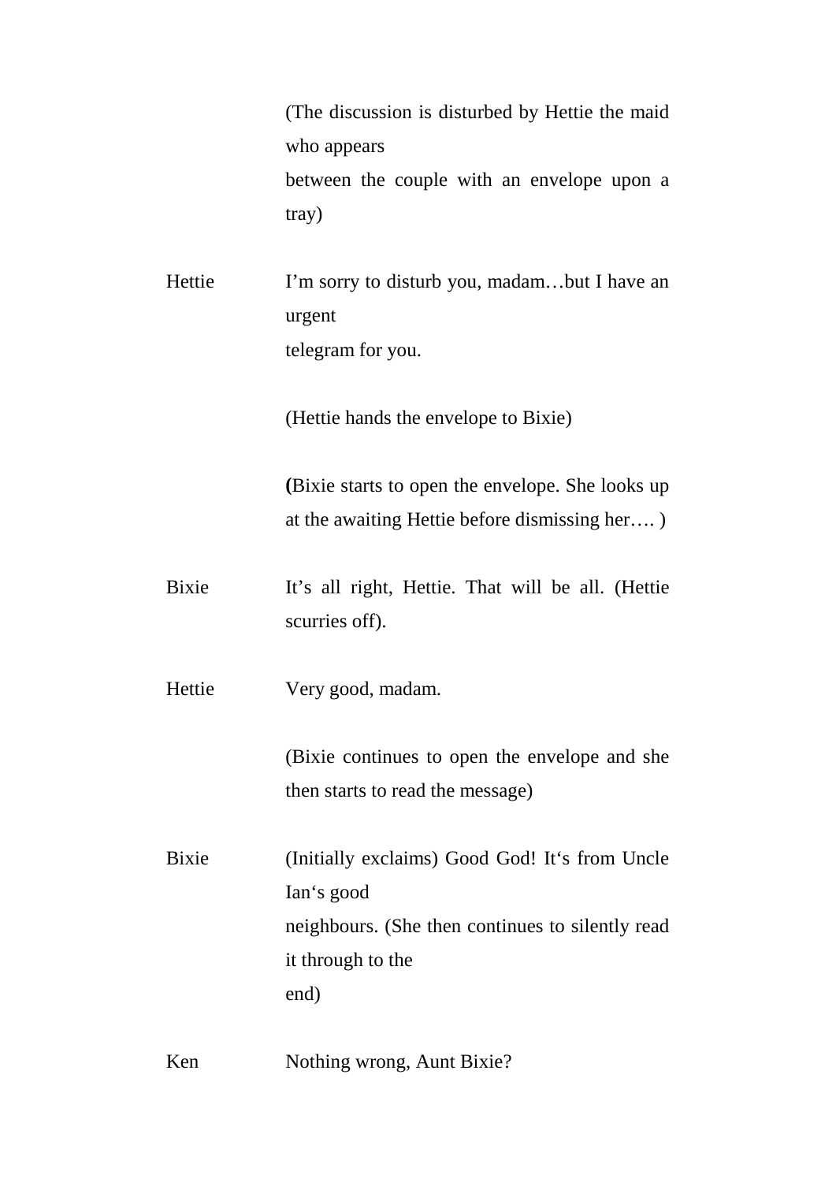(The discussion is disturbed by Hettie the maid who appears between the couple with an envelope upon a tray)

Hettie	I'm sorry to disturb you, madam…but I have an urgent telegram for you.

(Hettie hands the envelope to Bixie)

**(**Bixie starts to open the envelope. She looks up at the awaiting Hettie before dismissing her…. )

Bixie	It's all right, Hettie. That will be all. (Hettie scurries off).

Hettie	Very good, madam.

(Bixie continues to open the envelope and she then starts to read the message)

Bixie	(Initially exclaims) Good God! It's from Uncle Ian's good neighbours. (She then continues to silently read it through to the end)

Ken	Nothing wrong, Aunt Bixie?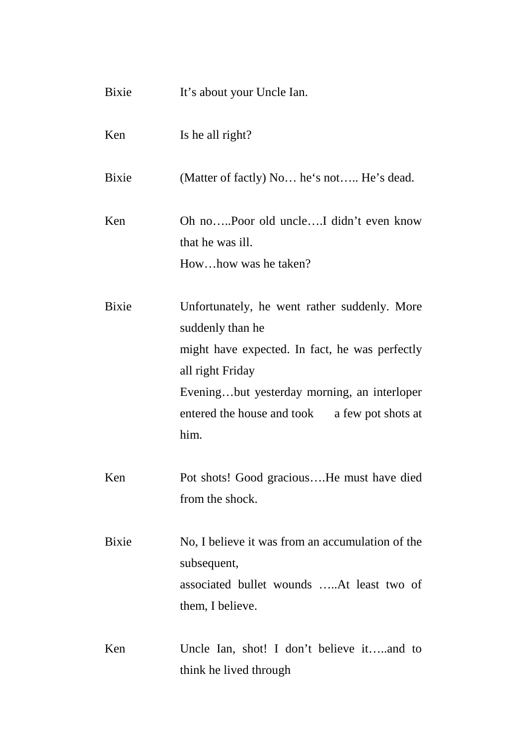Bixie It's about your Uncle Ian.

Ken Is he all right?

Bixie (Matter of factly) No… he's not….. He's dead.

Ken Oh no…..Poor old uncle….I didn't even know that he was ill.
How…how was he taken?

Bixie Unfortunately, he went rather suddenly. More suddenly than he
might have expected. In fact, he was perfectly all right Friday
Evening…but yesterday morning, an interloper entered the house and took a few pot shots at him.

Ken Pot shots! Good gracious….He must have died from the shock.

Bixie No, I believe it was from an accumulation of the subsequent,
associated bullet wounds …..At least two of them, I believe.

Ken Uncle Ian, shot! I don't believe it…..and to think he lived through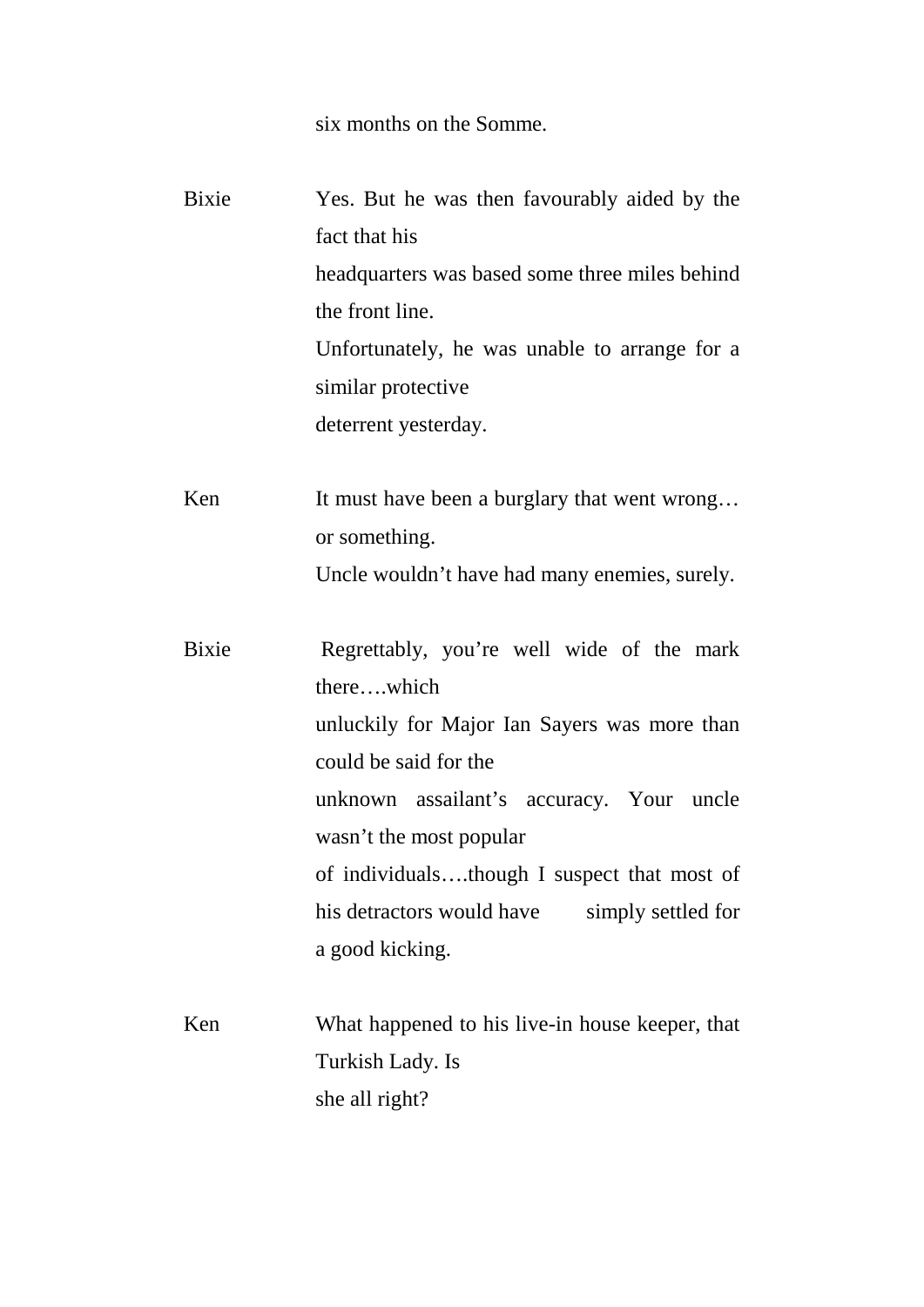six months on the Somme.

Bixie	Yes. But he was then favourably aided by the fact that his headquarters was based some three miles behind the front line. Unfortunately, he was unable to arrange for a similar protective deterrent yesterday.

Ken	It must have been a burglary that went wrong… or something. Uncle wouldn't have had many enemies, surely.

Bixie	Regrettably, you're well wide of the mark there….which unluckily for Major Ian Sayers was more than could be said for the unknown assailant's accuracy. Your uncle wasn't the most popular of individuals….though I suspect that most of his detractors would have simply settled for a good kicking.

Ken	What happened to his live-in house keeper, that Turkish Lady. Is she all right?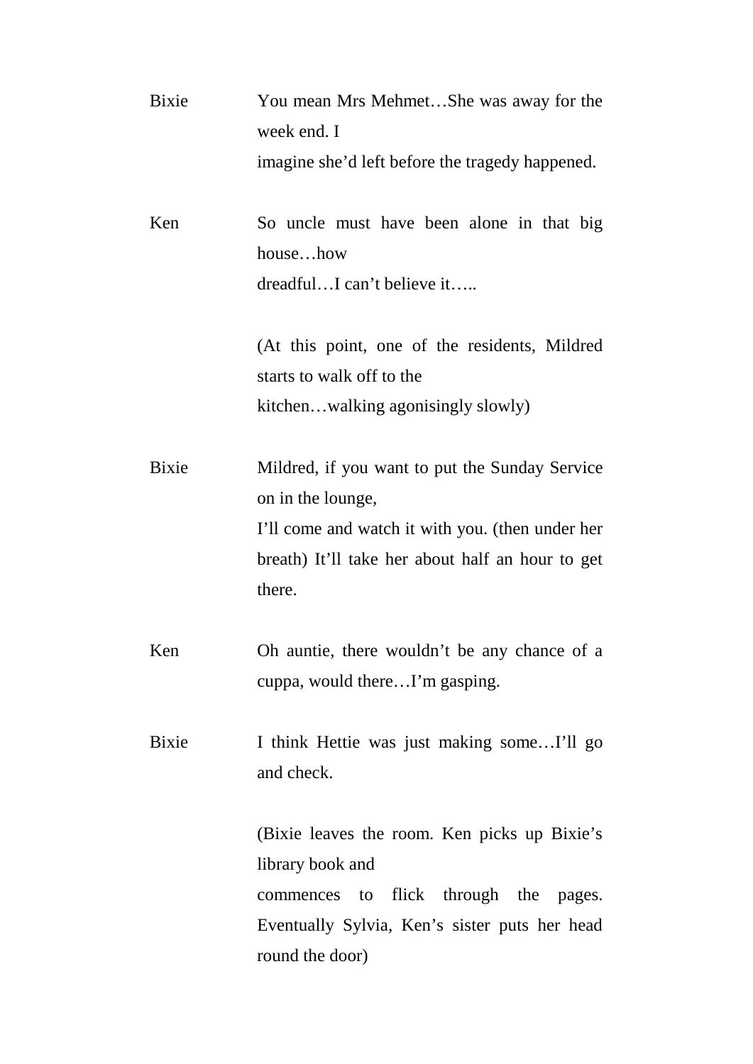**Bixie** You mean Mrs Mehmet…She was away for the week end. I imagine she'd left before the tragedy happened.

**Ken** So uncle must have been alone in that big house…how dreadful…I can't believe it…..

(At this point, one of the residents, Mildred starts to walk off to the kitchen…walking agonisingly slowly)

**Bixie** Mildred, if you want to put the Sunday Service on in the lounge, I'll come and watch it with you. (then under her breath) It'll take her about half an hour to get there.

**Ken** Oh auntie, there wouldn't be any chance of a cuppa, would there…I'm gasping.

**Bixie** I think Hettie was just making some…I'll go and check.

(Bixie leaves the room. Ken picks up Bixie's library book and commences to flick through the pages. Eventually Sylvia, Ken's sister puts her head round the door)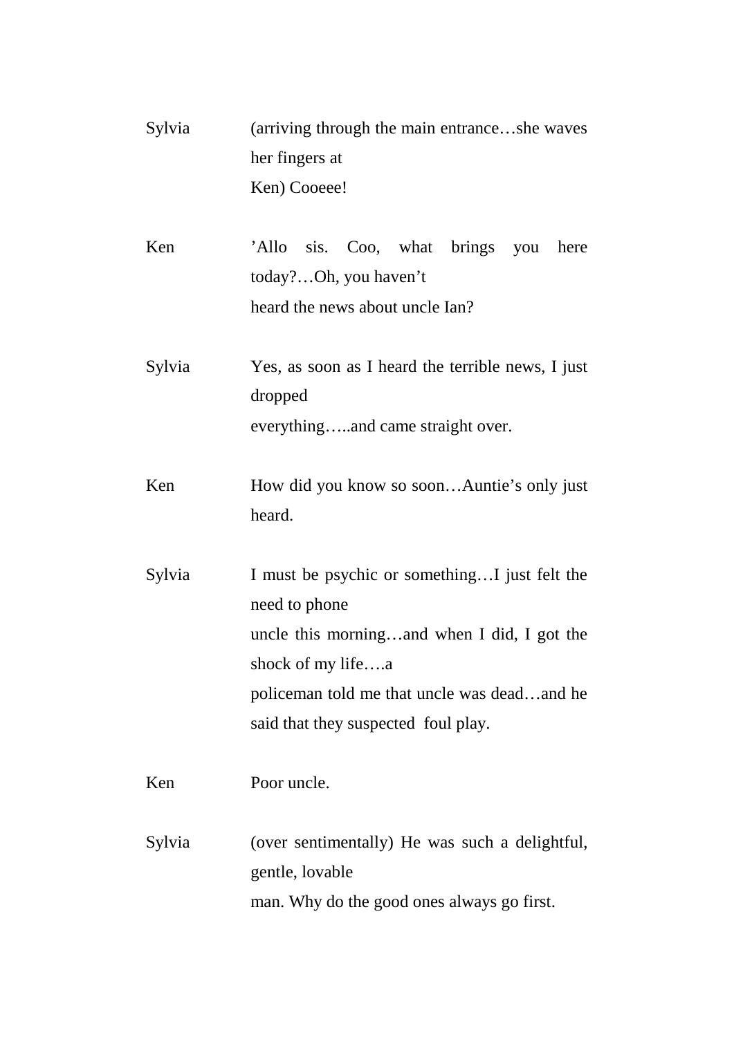Sylvia (arriving through the main entrance…she waves her fingers at Ken) Cooeee!

Ken ’Allo sis. Coo, what brings you here today?…Oh, you haven’t heard the news about uncle Ian?

Sylvia Yes, as soon as I heard the terrible news, I just dropped everything…..and came straight over.

Ken How did you know so soon…Auntie’s only just heard.

Sylvia I must be psychic or something…I just felt the need to phone uncle this morning…and when I did, I got the shock of my life….a policeman told me that uncle was dead…and he said that they suspected foul play.

Ken Poor uncle.

Sylvia (over sentimentally) He was such a delightful, gentle, lovable man. Why do the good ones always go first.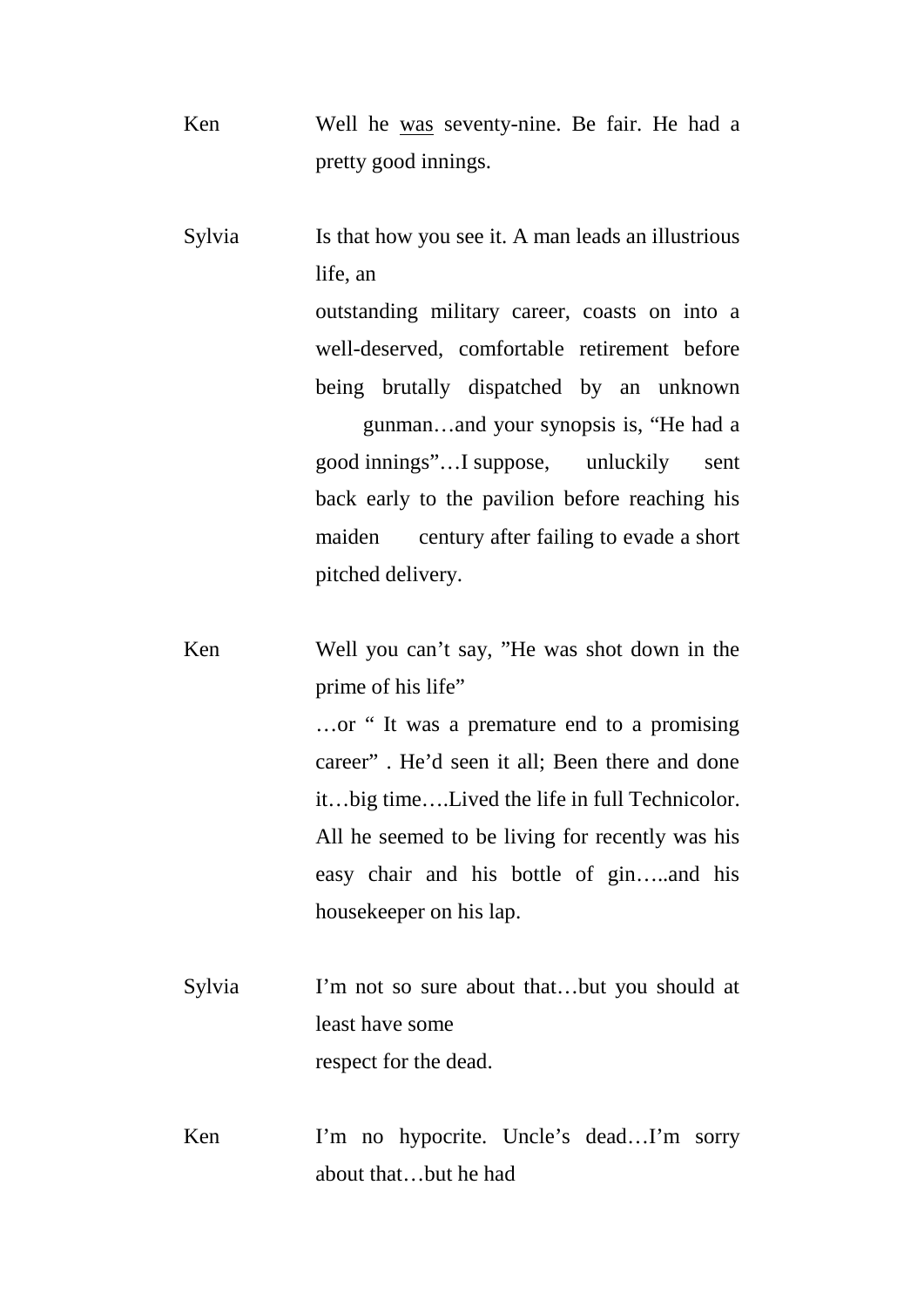**Ken** Well he <u>was</u> seventy-nine. Be fair. He had a pretty good innings.

**Sylvia** Is that how you see it. A man leads an illustrious life, an outstanding military career, coasts on into a well-deserved, comfortable retirement before being brutally dispatched by an unknown gunman…and your synopsis is, "He had a good innings"…I suppose, unluckily sent back early to the pavilion before reaching his maiden century after failing to evade a short pitched delivery.

**Ken** Well you can't say, "He was shot down in the prime of his life" …or " It was a premature end to a promising career" . He'd seen it all; Been there and done it…big time….Lived the life in full Technicolor. All he seemed to be living for recently was his easy chair and his bottle of gin…..and his housekeeper on his lap.

**Sylvia** I'm not so sure about that…but you should at least have some respect for the dead.

**Ken** I'm no hypocrite. Uncle's dead…I'm sorry about that…but he had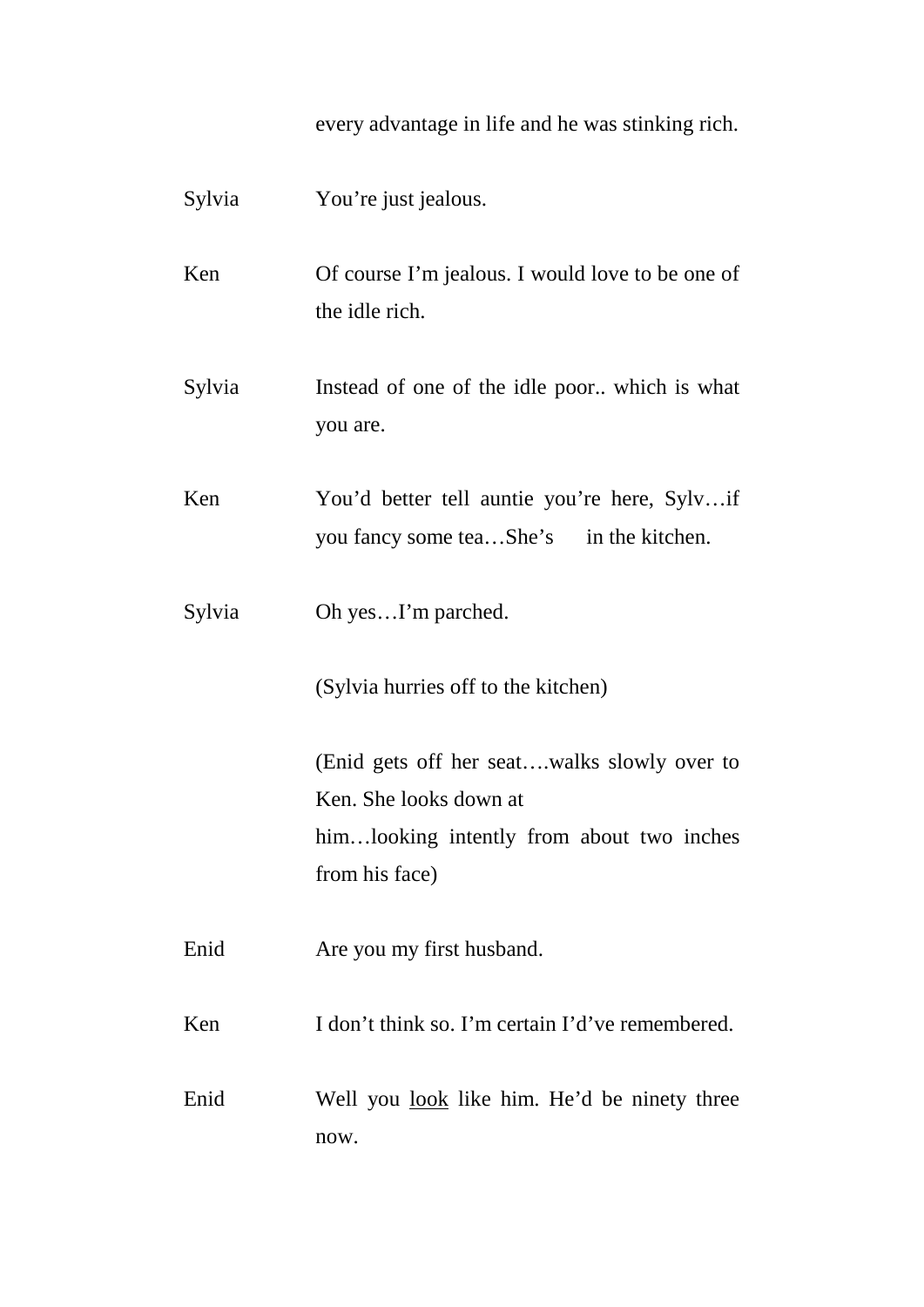every advantage in life and he was stinking rich.

Sylvia — You're just jealous.

Ken — Of course I'm jealous. I would love to be one of the idle rich.

Sylvia — Instead of one of the idle poor.. which is what you are.

Ken — You'd better tell auntie you're here, Sylv…if you fancy some tea…She's in the kitchen.

Sylvia — Oh yes…I'm parched.

(Sylvia hurries off to the kitchen)

(Enid gets off her seat….walks slowly over to Ken. She looks down at him…looking intently from about two inches from his face)

Enid — Are you my first husband.

Ken — I don't think so. I'm certain I'd've remembered.

Enid — Well you <u>look</u> like him. He'd be ninety three now.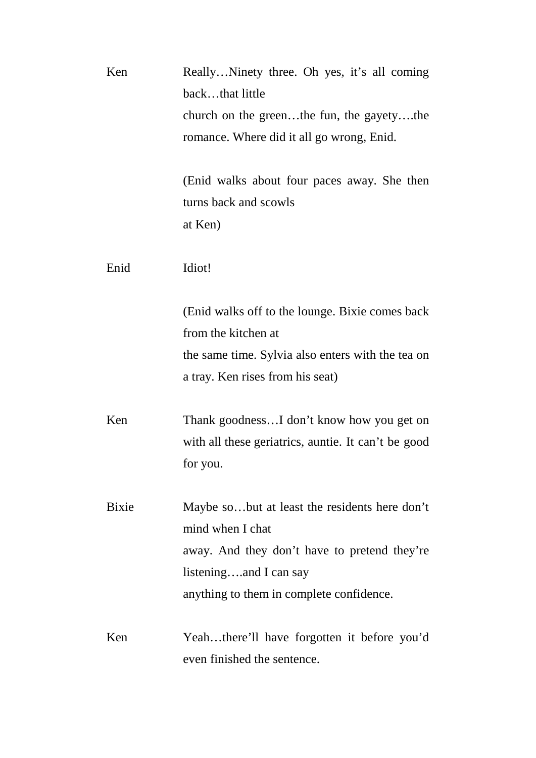Ken		Really…Ninety three. Oh yes, it's all coming back…that little church on the green…the fun, the gayety….the romance. Where did it all go wrong, Enid.

(Enid walks about four paces away. She then turns back and scowls at Ken)

Enid		Idiot!

(Enid walks off to the lounge. Bixie comes back from the kitchen at the same time. Sylvia also enters with the tea on a tray. Ken rises from his seat)

Ken		Thank goodness…I don't know how you get on with all these geriatrics, auntie. It can't be good for you.

Bixie		Maybe so…but at least the residents here don't mind when I chat away. And they don't have to pretend they're listening….and I can say anything to them in complete confidence.

Ken		Yeah…there'll have forgotten it before you'd even finished the sentence.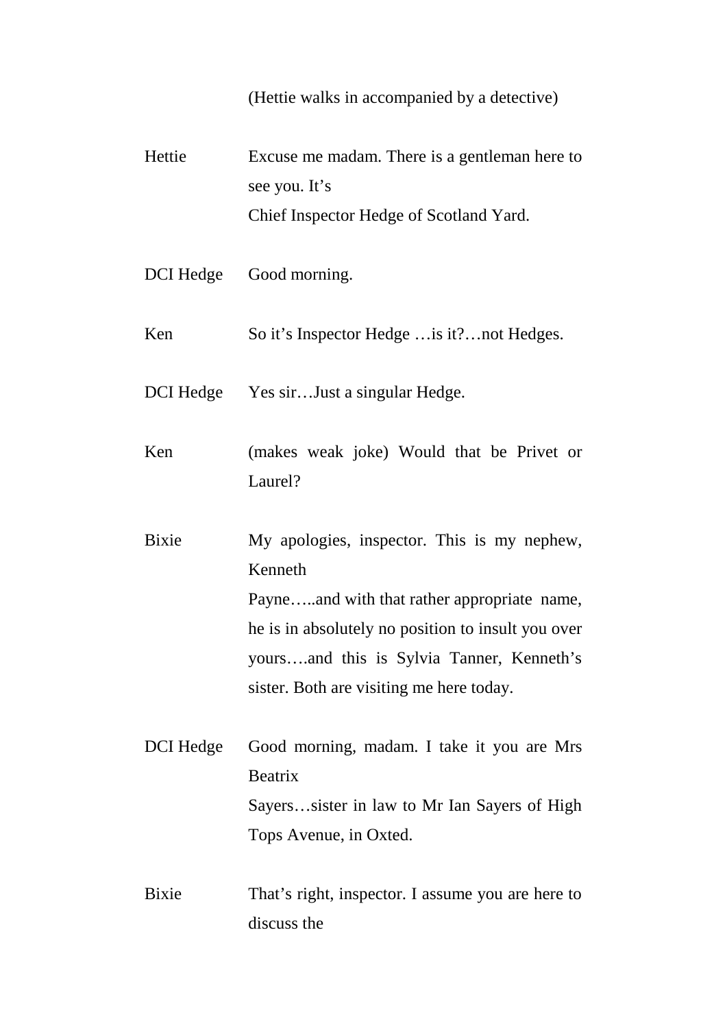(Hettie walks in accompanied by a detective)

Hettie: Excuse me madam. There is a gentleman here to see you. It's Chief Inspector Hedge of Scotland Yard.

DCI Hedge: Good morning.

Ken: So it's Inspector Hedge …is it?…not Hedges.

DCI Hedge: Yes sir…Just a singular Hedge.

Ken: (makes weak joke) Would that be Privet or Laurel?

Bixie: My apologies, inspector. This is my nephew, Kenneth Payne…..and with that rather appropriate name, he is in absolutely no position to insult you over yours….and this is Sylvia Tanner, Kenneth's sister. Both are visiting me here today.

DCI Hedge: Good morning, madam. I take it you are Mrs Beatrix Sayers…sister in law to Mr Ian Sayers of High Tops Avenue, in Oxted.

Bixie: That's right, inspector. I assume you are here to discuss the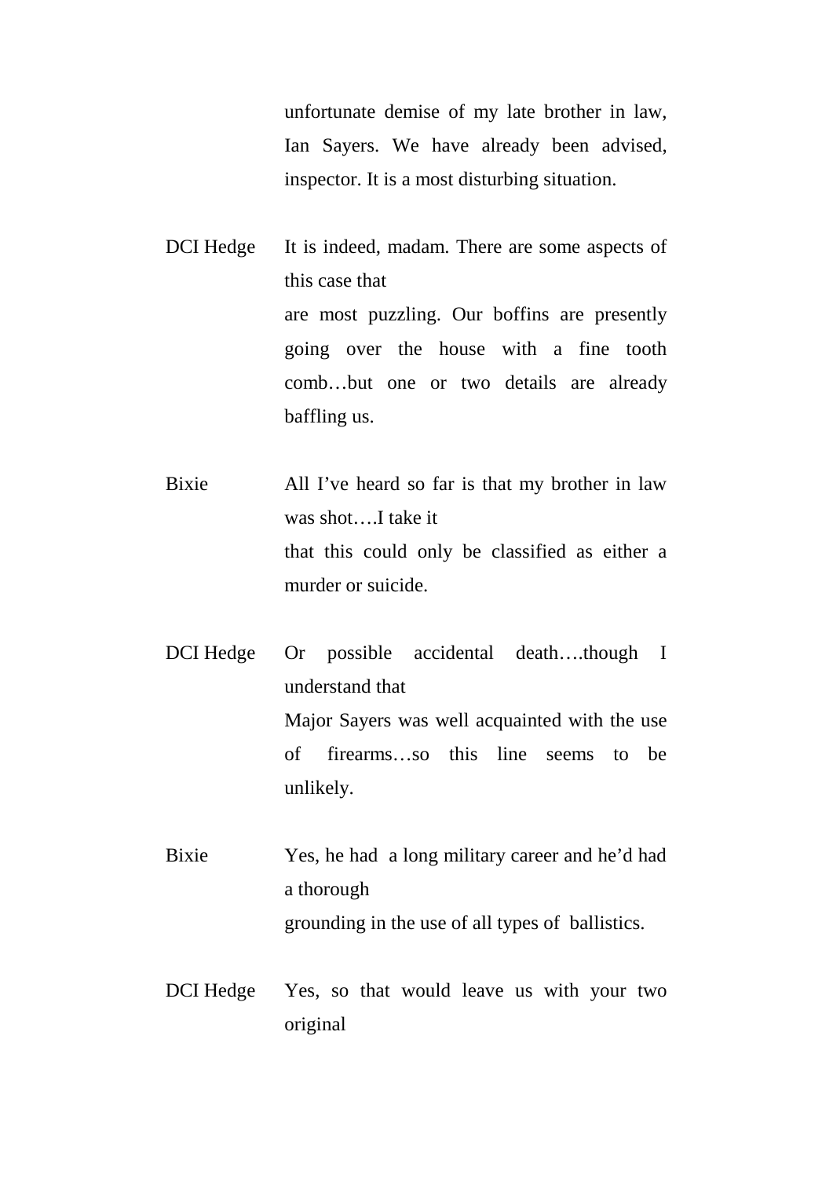unfortunate demise of my late brother in law, Ian Sayers. We have already been advised, inspector. It is a most disturbing situation.

DCI Hedge It is indeed, madam. There are some aspects of this case that are most puzzling. Our boffins are presently going over the house with a fine tooth comb…but one or two details are already baffling us.

Bixie All I've heard so far is that my brother in law was shot….I take it that this could only be classified as either a murder or suicide.

DCI Hedge Or possible accidental death….though I understand that Major Sayers was well acquainted with the use of firearms…so this line seems to be unlikely.

Bixie Yes, he had a long military career and he'd had a thorough grounding in the use of all types of ballistics.

DCI Hedge Yes, so that would leave us with your two original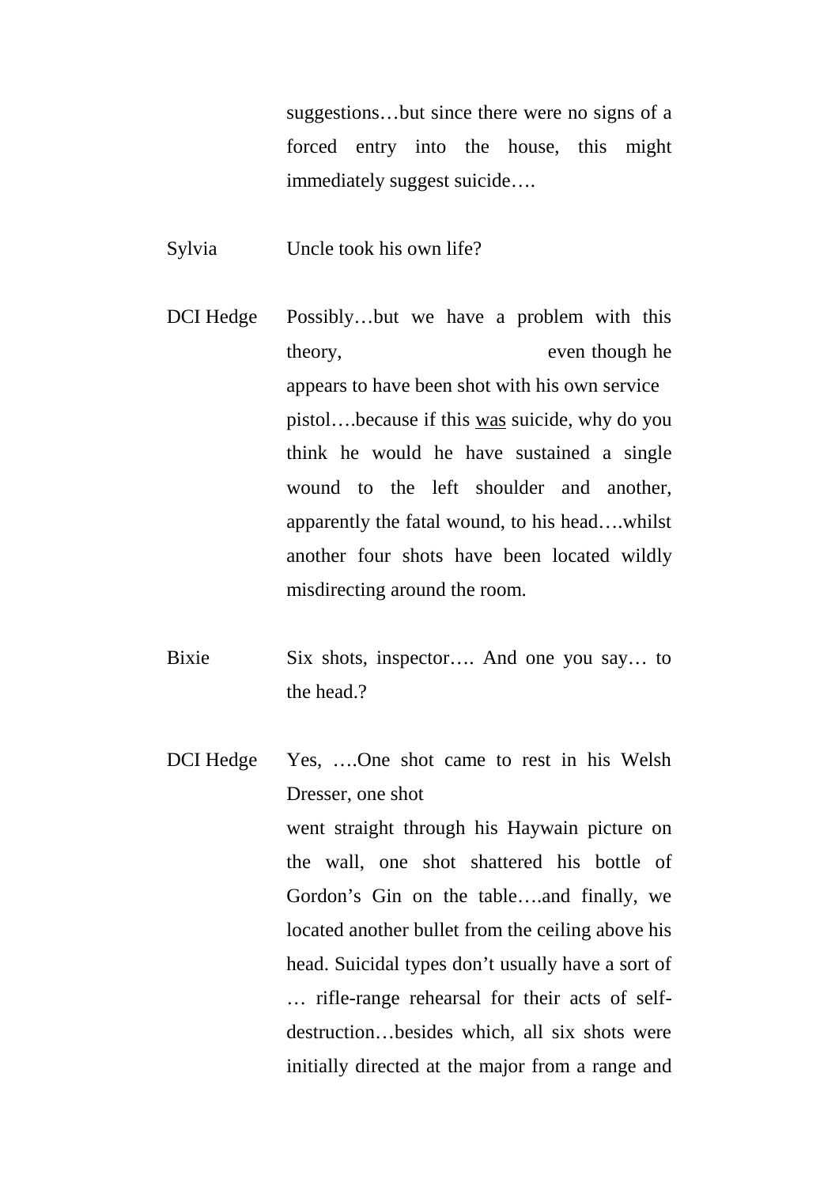suggestions…but since there were no signs of a forced entry into the house, this might immediately suggest suicide….

Sylvia Uncle took his own life?

DCI Hedge Possibly…but we have a problem with this theory, even though he appears to have been shot with his own service pistol….because if this <u>was</u> suicide, why do you think he would he have sustained a single wound to the left shoulder and another, apparently the fatal wound, to his head….whilst another four shots have been located wildly misdirecting around the room.

Bixie Six shots, inspector…. And one you say… to the head.?

DCI Hedge Yes, ….One shot came to rest in his Welsh Dresser, one shot went straight through his Haywain picture on the wall, one shot shattered his bottle of Gordon's Gin on the table….and finally, we located another bullet from the ceiling above his head. Suicidal types don't usually have a sort of … rifle-range rehearsal for their acts of self-destruction…besides which, all six shots were initially directed at the major from a range and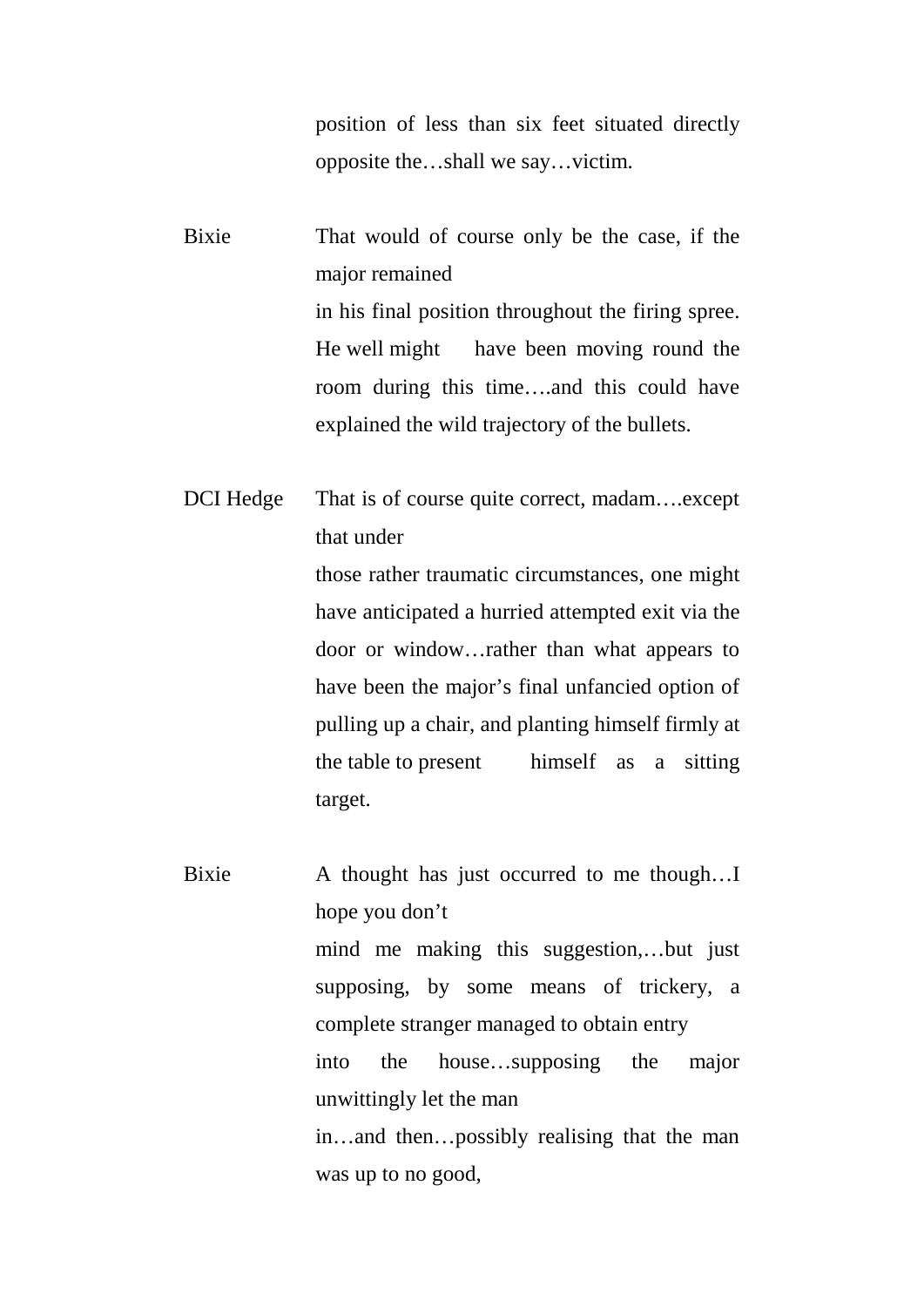position of less than six feet situated directly opposite the…shall we say…victim.

Bixie That would of course only be the case, if the major remained in his final position throughout the firing spree. He well might have been moving round the room during this time….and this could have explained the wild trajectory of the bullets.

DCI Hedge That is of course quite correct, madam….except that under those rather traumatic circumstances, one might have anticipated a hurried attempted exit via the door or window…rather than what appears to have been the major's final unfancied option of pulling up a chair, and planting himself firmly at the table to present himself as a sitting target.

Bixie A thought has just occurred to me though…I hope you don't mind me making this suggestion,…but just supposing, by some means of trickery, a complete stranger managed to obtain entry into the house…supposing the major unwittingly let the man in…and then…possibly realising that the man was up to no good,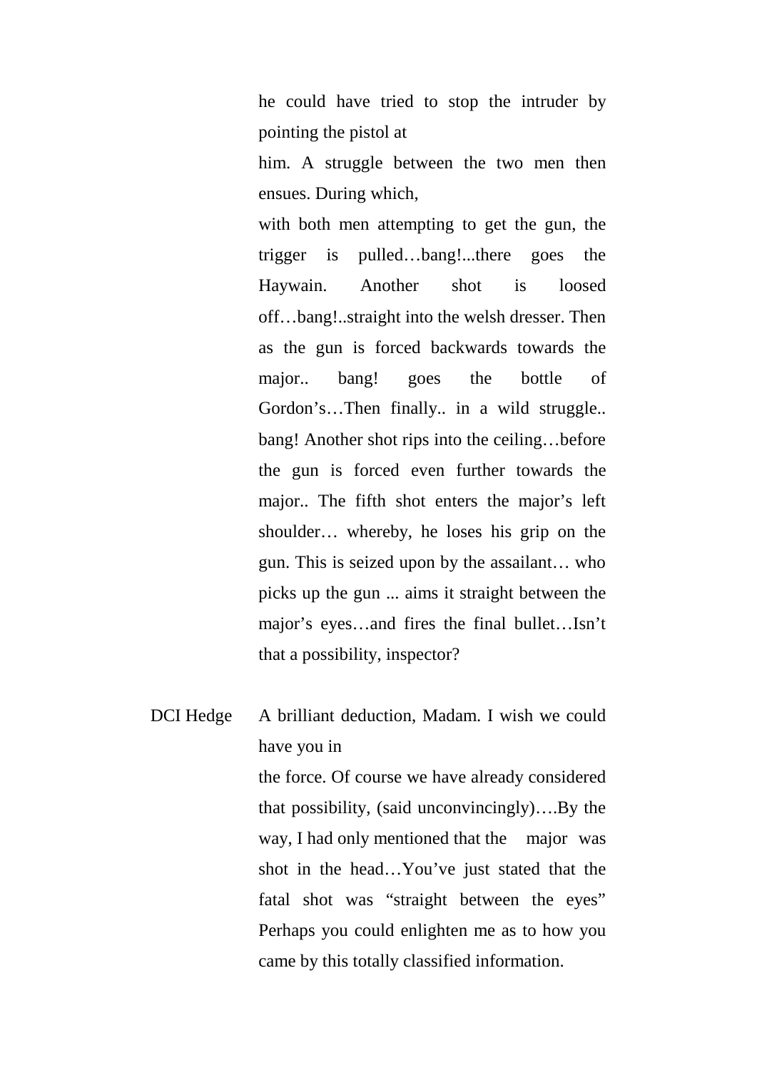he could have tried to stop the intruder by pointing the pistol at him. A struggle between the two men then ensues. During which, with both men attempting to get the gun, the trigger is pulled…bang!...there goes the Haywain. Another shot is loosed off…bang!..straight into the welsh dresser. Then as the gun is forced backwards towards the major.. bang! goes the bottle of Gordon's…Then finally.. in a wild struggle.. bang! Another shot rips into the ceiling…before the gun is forced even further towards the major.. The fifth shot enters the major's left shoulder… whereby, he loses his grip on the gun. This is seized upon by the assailant… who picks up the gun ... aims it straight between the major's eyes…and fires the final bullet…Isn't that a possibility, inspector?

DCI Hedge: A brilliant deduction, Madam. I wish we could have you in the force. Of course we have already considered that possibility, (said unconvincingly)….By the way, I had only mentioned that the major was shot in the head…You've just stated that the fatal shot was "straight between the eyes" Perhaps you could enlighten me as to how you came by this totally classified information.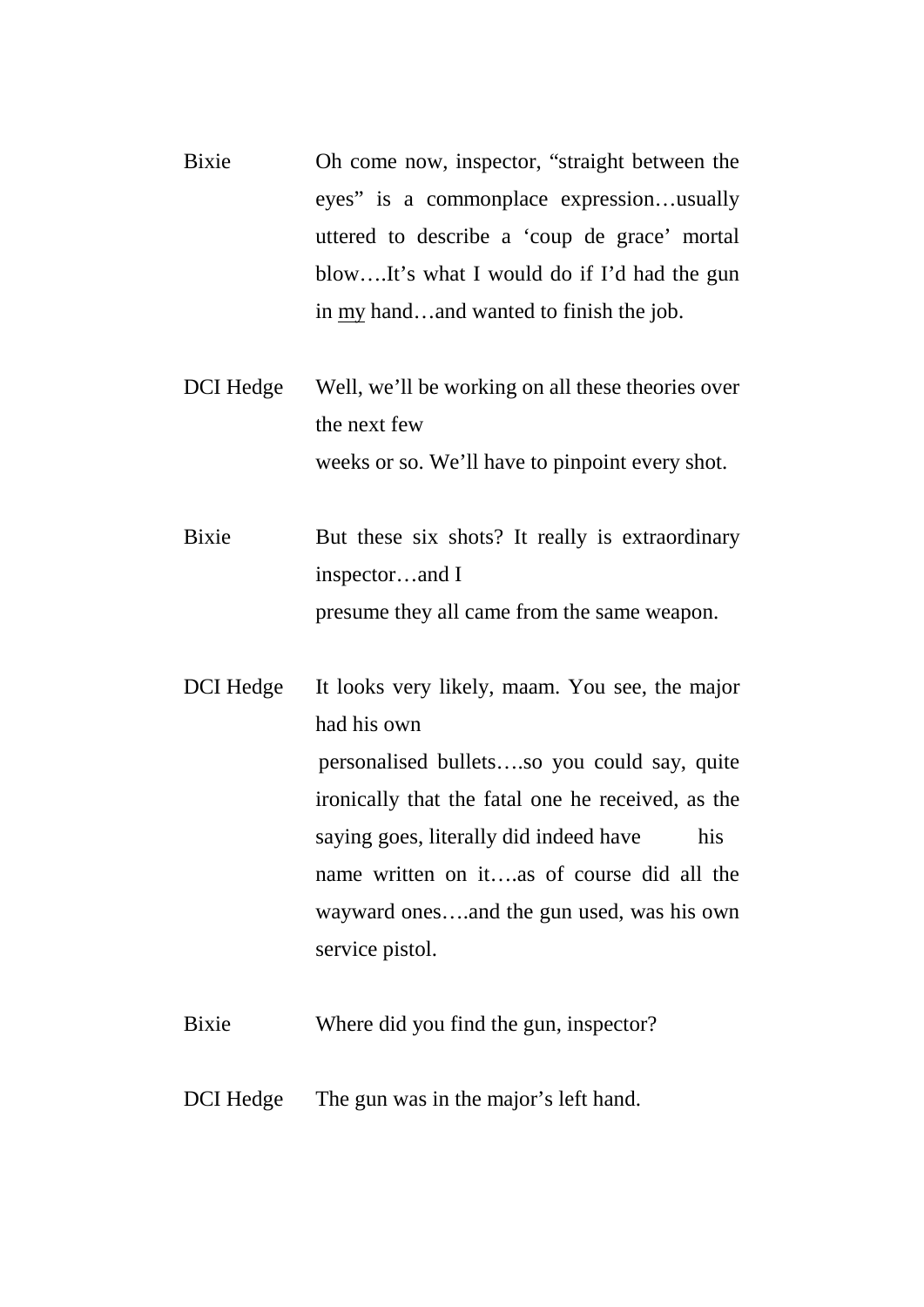**Bixie** Oh come now, inspector, "straight between the eyes" is a commonplace expression…usually uttered to describe a 'coup de grace' mortal blow….It's what I would do if I'd had the gun in <u>my</u> hand…and wanted to finish the job.

**DCI Hedge** Well, we'll be working on all these theories over the next few weeks or so. We'll have to pinpoint every shot.

**Bixie** But these six shots? It really is extraordinary inspector…and I presume they all came from the same weapon.

**DCI Hedge** It looks very likely, maam. You see, the major had his own personalised bullets….so you could say, quite ironically that the fatal one he received, as the saying goes, literally did indeed have his name written on it….as of course did all the wayward ones….and the gun used, was his own service pistol.

**Bixie** Where did you find the gun, inspector?

**DCI Hedge** The gun was in the major's left hand.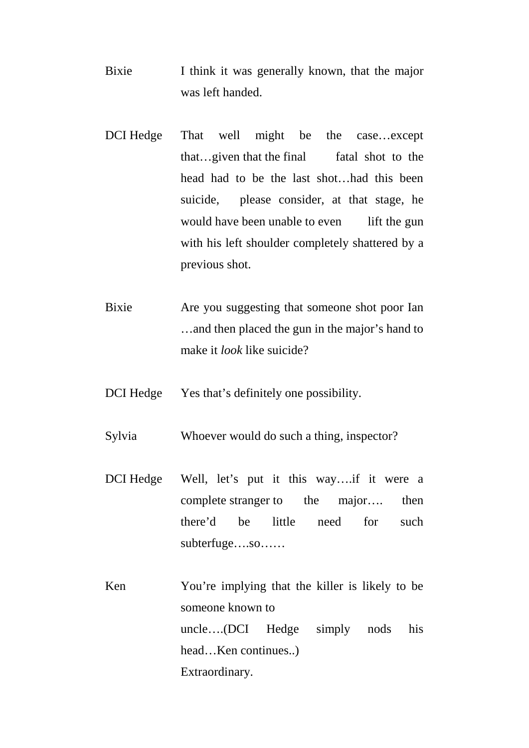Bixie I think it was generally known, that the major was left handed.

DCI Hedge That well might be the case…except that…given that the final fatal shot to the head had to be the last shot…had this been suicide, please consider, at that stage, he would have been unable to even lift the gun with his left shoulder completely shattered by a previous shot.

Bixie Are you suggesting that someone shot poor Ian …and then placed the gun in the major's hand to make it *look* like suicide?

DCI Hedge Yes that's definitely one possibility.

Sylvia Whoever would do such a thing, inspector?

DCI Hedge Well, let's put it this way….if it were a complete stranger to the major…. then there'd be little need for such subterfuge….so……

Ken You're implying that the killer is likely to be someone known to uncle….(DCI Hedge simply nods his head…Ken continues..) Extraordinary.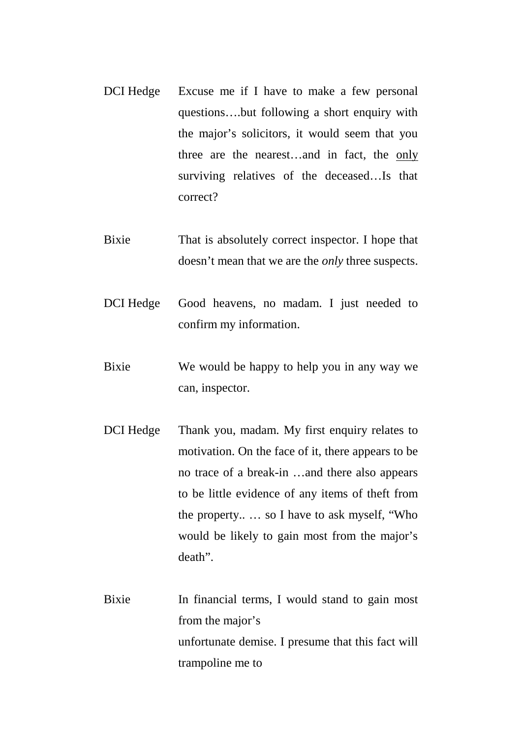DCI Hedge Excuse me if I have to make a few personal questions….but following a short enquiry with the major's solicitors, it would seem that you three are the nearest…and in fact, the <u>only</u> surviving relatives of the deceased…Is that correct?

Bixie That is absolutely correct inspector. I hope that doesn't mean that we are the *only* three suspects.

DCI Hedge Good heavens, no madam. I just needed to confirm my information.

Bixie We would be happy to help you in any way we can, inspector.

DCI Hedge Thank you, madam. My first enquiry relates to motivation. On the face of it, there appears to be no trace of a break-in …and there also appears to be little evidence of any items of theft from the property.. … so I have to ask myself, "Who would be likely to gain most from the major's death".

Bixie In financial terms, I would stand to gain most from the major's
unfortunate demise. I presume that this fact will trampoline me to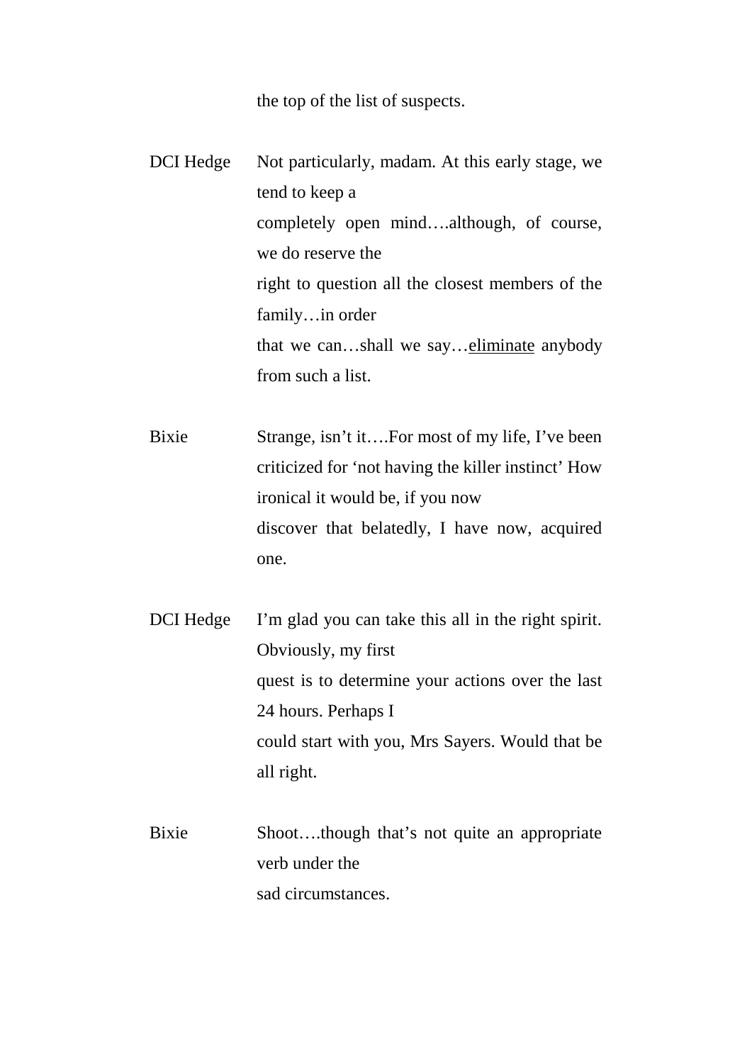the top of the list of suspects.

DCI Hedge	Not particularly, madam. At this early stage, we tend to keep a completely open mind….although, of course, we do reserve the right to question all the closest members of the family…in order that we can…shall we say…<u>eliminate</u> anybody from such a list.

Bixie	Strange, isn't it….For most of my life, I've been criticized for 'not having the killer instinct' How ironical it would be, if you now discover that belatedly, I have now, acquired one.

DCI Hedge	I'm glad you can take this all in the right spirit. Obviously, my first quest is to determine your actions over the last 24 hours. Perhaps I could start with you, Mrs Sayers. Would that be all right.

Bixie	Shoot….though that's not quite an appropriate verb under the sad circumstances.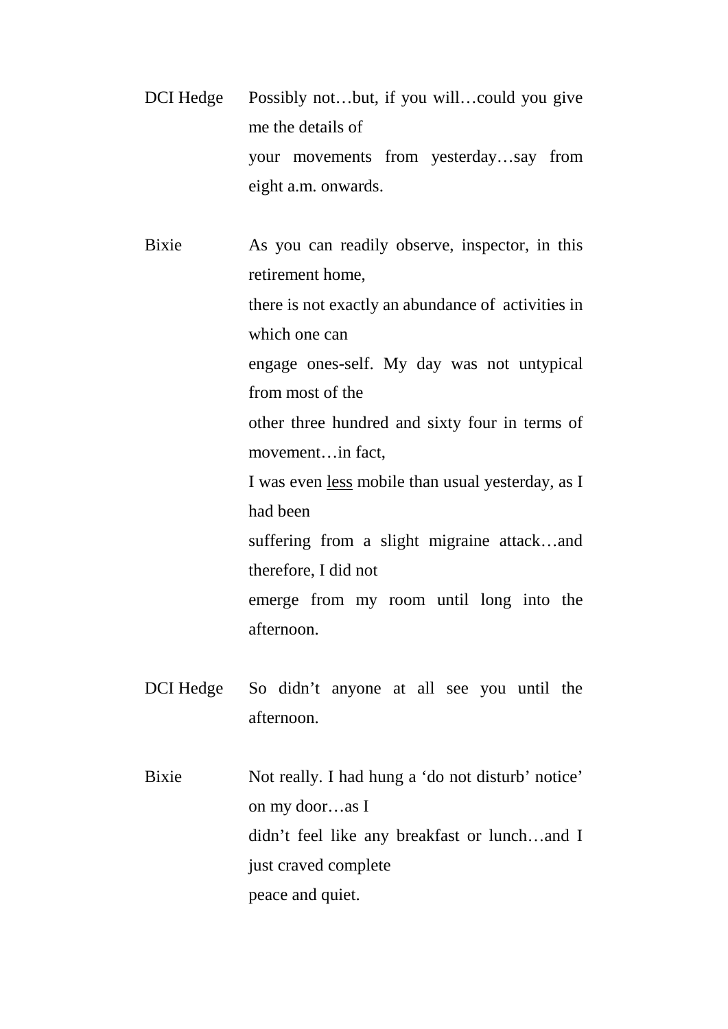DCI Hedge Possibly not…but, if you will…could you give me the details of your movements from yesterday…say from eight a.m. onwards.

Bixie As you can readily observe, inspector, in this retirement home, there is not exactly an abundance of activities in which one can engage ones-self. My day was not untypical from most of the other three hundred and sixty four in terms of movement…in fact, I was even <u>less</u> mobile than usual yesterday, as I had been suffering from a slight migraine attack…and therefore, I did not emerge from my room until long into the afternoon.

DCI Hedge So didn't anyone at all see you until the afternoon.

Bixie Not really. I had hung a 'do not disturb' notice' on my door…as I didn't feel like any breakfast or lunch…and I just craved complete peace and quiet.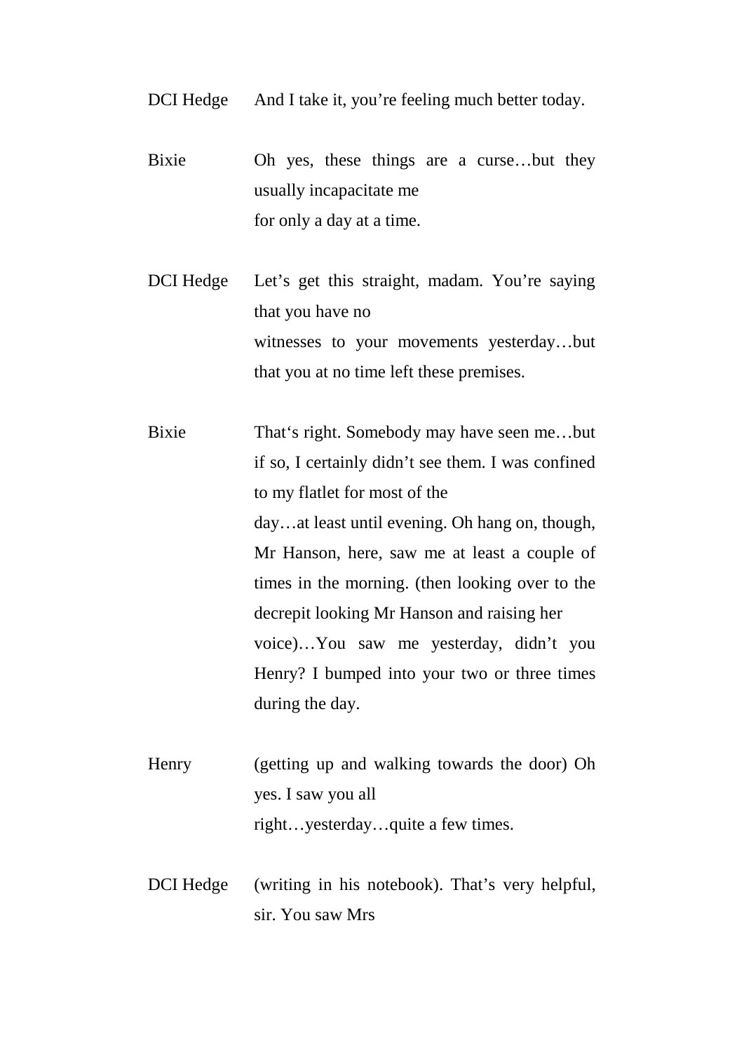DCI Hedge And I take it, you're feeling much better today.

Bixie Oh yes, these things are a curse…but they usually incapacitate me for only a day at a time.

DCI Hedge Let's get this straight, madam. You're saying that you have no witnesses to your movements yesterday…but that you at no time left these premises.

Bixie That's right. Somebody may have seen me…but if so, I certainly didn't see them. I was confined to my flatlet for most of the day…at least until evening. Oh hang on, though, Mr Hanson, here, saw me at least a couple of times in the morning. (then looking over to the decrepit looking Mr Hanson and raising her voice)…You saw me yesterday, didn't you Henry? I bumped into your two or three times during the day.

Henry (getting up and walking towards the door) Oh yes. I saw you all right…yesterday…quite a few times.

DCI Hedge (writing in his notebook). That's very helpful, sir. You saw Mrs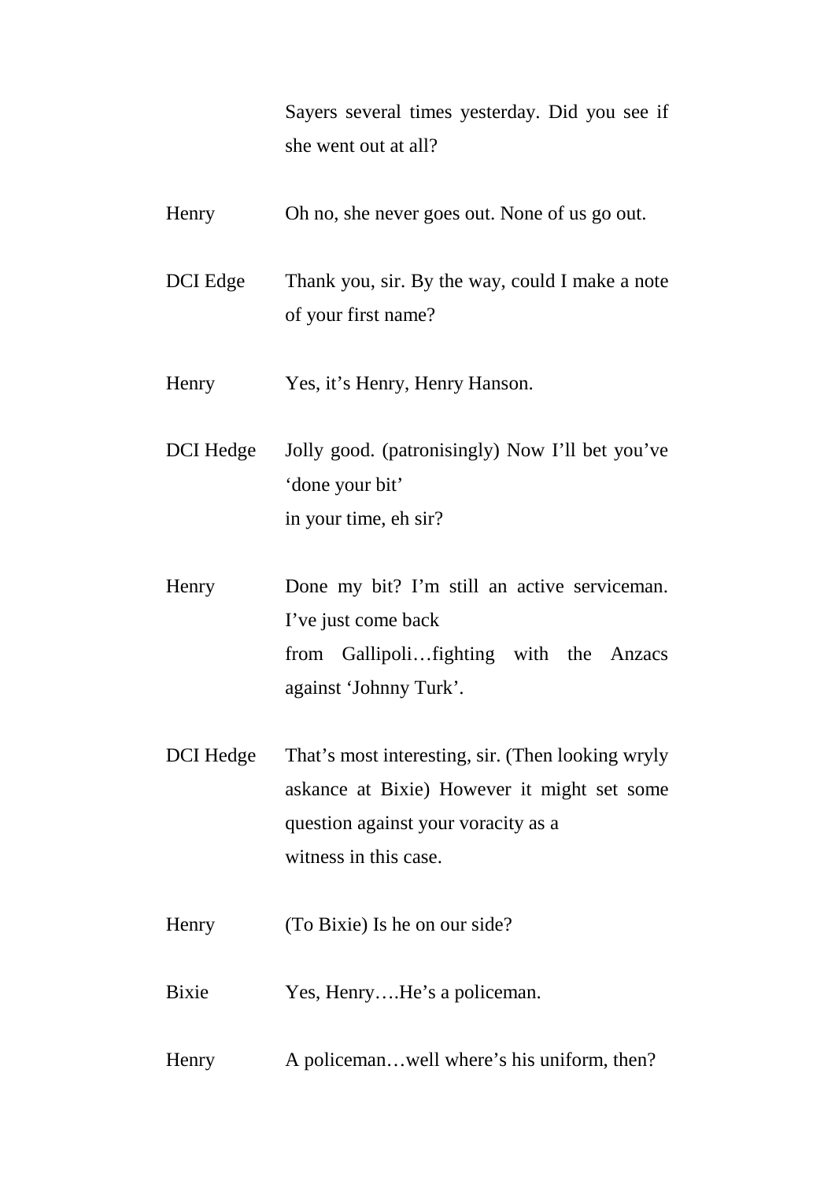Sayers several times yesterday. Did you see if she went out at all?

Henry Oh no, she never goes out. None of us go out.

DCI Edge Thank you, sir. By the way, could I make a note of your first name?

Henry Yes, it's Henry, Henry Hanson.

DCI Hedge Jolly good. (patronisingly) Now I'll bet you've 'done your bit'
in your time, eh sir?

Henry Done my bit? I'm still an active serviceman. I've just come back
from Gallipoli…fighting with the Anzacs against 'Johnny Turk'.

DCI Hedge That's most interesting, sir. (Then looking wryly askance at Bixie) However it might set some question against your voracity as a
witness in this case.

Henry (To Bixie) Is he on our side?

Bixie Yes, Henry….He's a policeman.

Henry A policeman…well where's his uniform, then?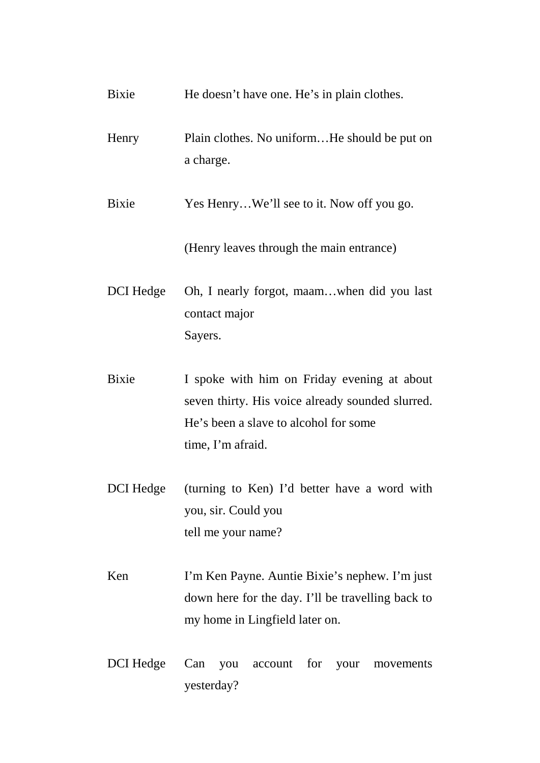Bixie He doesn't have one. He's in plain clothes.

Henry Plain clothes. No uniform…He should be put on a charge.

Bixie Yes Henry…We'll see to it. Now off you go.

(Henry leaves through the main entrance)

DCI Hedge Oh, I nearly forgot, maam…when did you last contact major Sayers.

Bixie I spoke with him on Friday evening at about seven thirty. His voice already sounded slurred. He's been a slave to alcohol for some time, I'm afraid.

DCI Hedge (turning to Ken) I'd better have a word with you, sir. Could you tell me your name?

Ken I'm Ken Payne. Auntie Bixie's nephew. I'm just down here for the day. I'll be travelling back to my home in Lingfield later on.

DCI Hedge Can you account for your movements yesterday?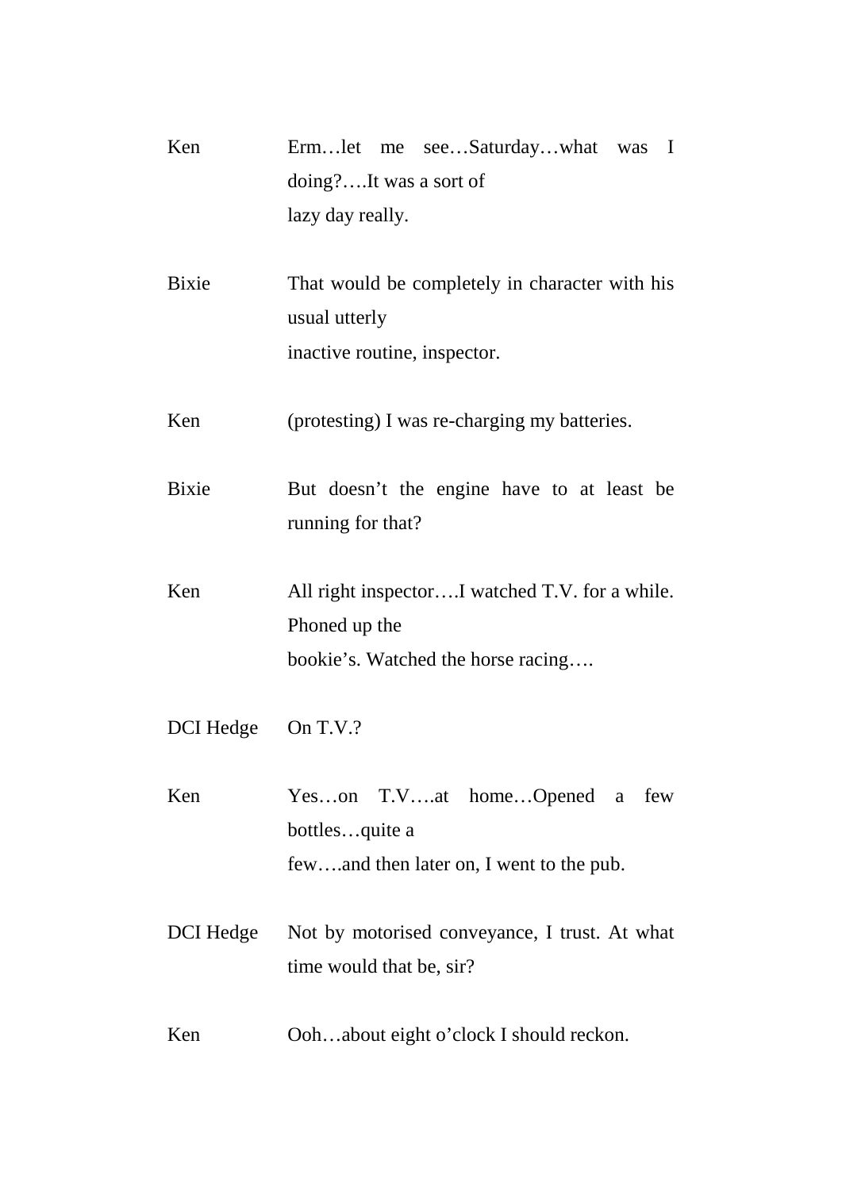Ken Erm…let me see…Saturday…what was I doing?….It was a sort of lazy day really.

Bixie That would be completely in character with his usual utterly inactive routine, inspector.

Ken (protesting) I was re-charging my batteries.

Bixie But doesn't the engine have to at least be running for that?

Ken All right inspector….I watched T.V. for a while. Phoned up the bookie's. Watched the horse racing….

DCI Hedge On T.V.?

Ken Yes…on T.V….at home…Opened a few bottles…quite a few….and then later on, I went to the pub.

DCI Hedge Not by motorised conveyance, I trust. At what time would that be, sir?

Ken Ooh…about eight o'clock I should reckon.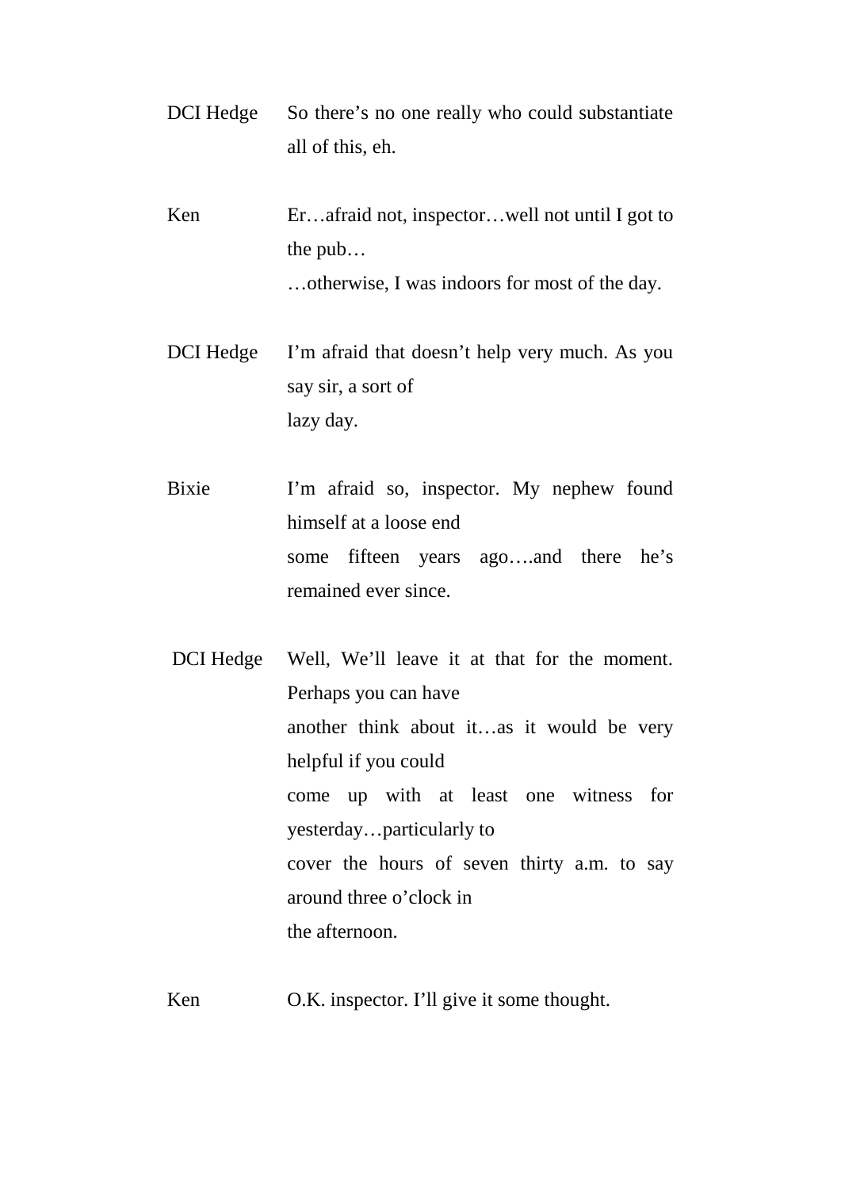DCI Hedge So there's no one really who could substantiate all of this, eh.

Ken Er…afraid not, inspector…well not until I got to the pub…
…otherwise, I was indoors for most of the day.

DCI Hedge I'm afraid that doesn't help very much. As you say sir, a sort of
lazy day.

Bixie I'm afraid so, inspector. My nephew found himself at a loose end
some fifteen years ago….and there he's remained ever since.

DCI Hedge Well, We'll leave it at that for the moment. Perhaps you can have
another think about it…as it would be very helpful if you could
come up with at least one witness for yesterday…particularly to
cover the hours of seven thirty a.m. to say around three o'clock in
the afternoon.

Ken O.K. inspector. I'll give it some thought.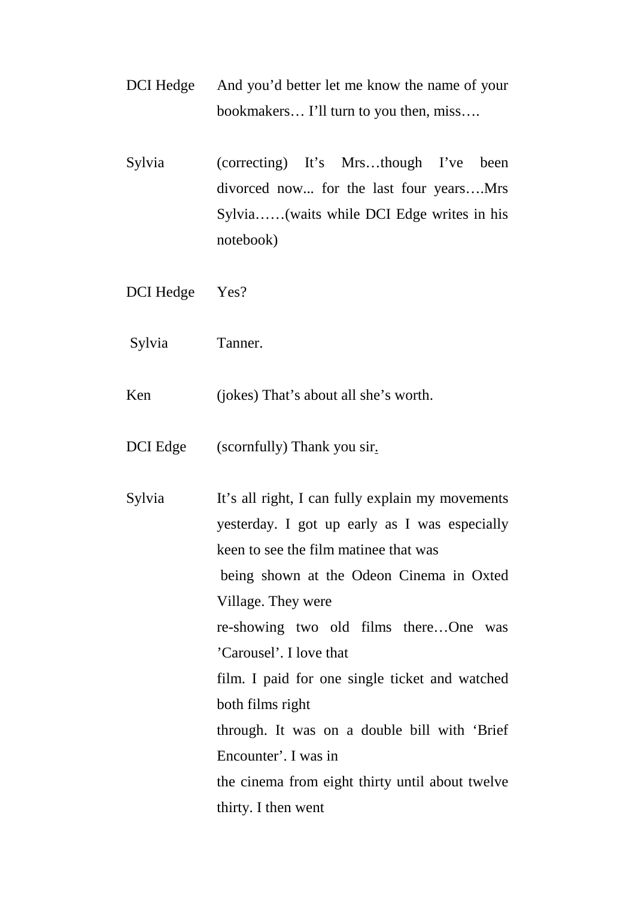DCI Hedge And you'd better let me know the name of your bookmakers… I'll turn to you then, miss….

Sylvia (correcting) It's Mrs…though I've been divorced now... for the last four years….Mrs Sylvia……(waits while DCI Edge writes in his notebook)

DCI Hedge Yes?

Sylvia Tanner.

Ken (jokes) That's about all she's worth.

DCI Edge (scornfully) Thank you sir.

Sylvia It's all right, I can fully explain my movements yesterday. I got up early as I was especially keen to see the film matinee that was being shown at the Odeon Cinema in Oxted Village. They were re-showing two old films there…One was 'Carousel'. I love that film. I paid for one single ticket and watched both films right through. It was on a double bill with 'Brief Encounter'. I was in the cinema from eight thirty until about twelve thirty. I then went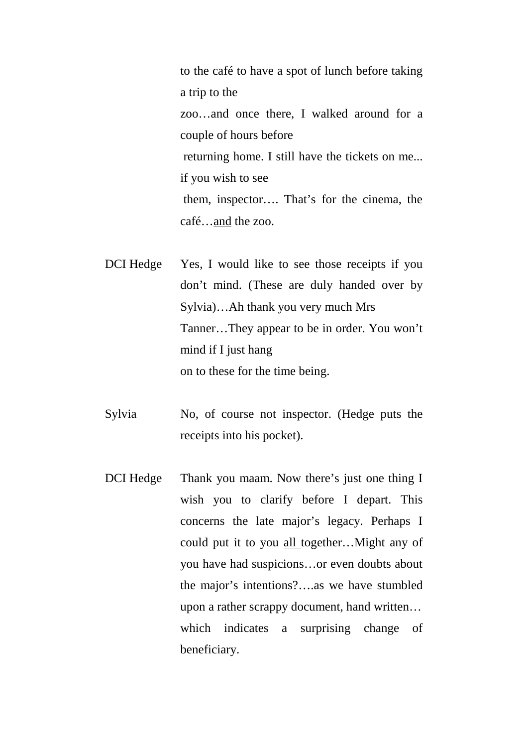to the café to have a spot of lunch before taking a trip to the zoo…and once there, I walked around for a couple of hours before returning home. I still have the tickets on me... if you wish to see them, inspector…. That's for the cinema, the café…<u>and</u> the zoo.

DCI Hedge — Yes, I would like to see those receipts if you don't mind. (These are duly handed over by Sylvia)…Ah thank you very much Mrs Tanner…They appear to be in order. You won't mind if I just hang on to these for the time being.

Sylvia — No, of course not inspector. (Hedge puts the receipts into his pocket).

DCI Hedge — Thank you maam. Now there's just one thing I wish you to clarify before I depart. This concerns the late major's legacy. Perhaps I could put it to you <u>all</u> together…Might any of you have had suspicions…or even doubts about the major's intentions?….as we have stumbled upon a rather scrappy document, hand written…which indicates a surprising change of beneficiary.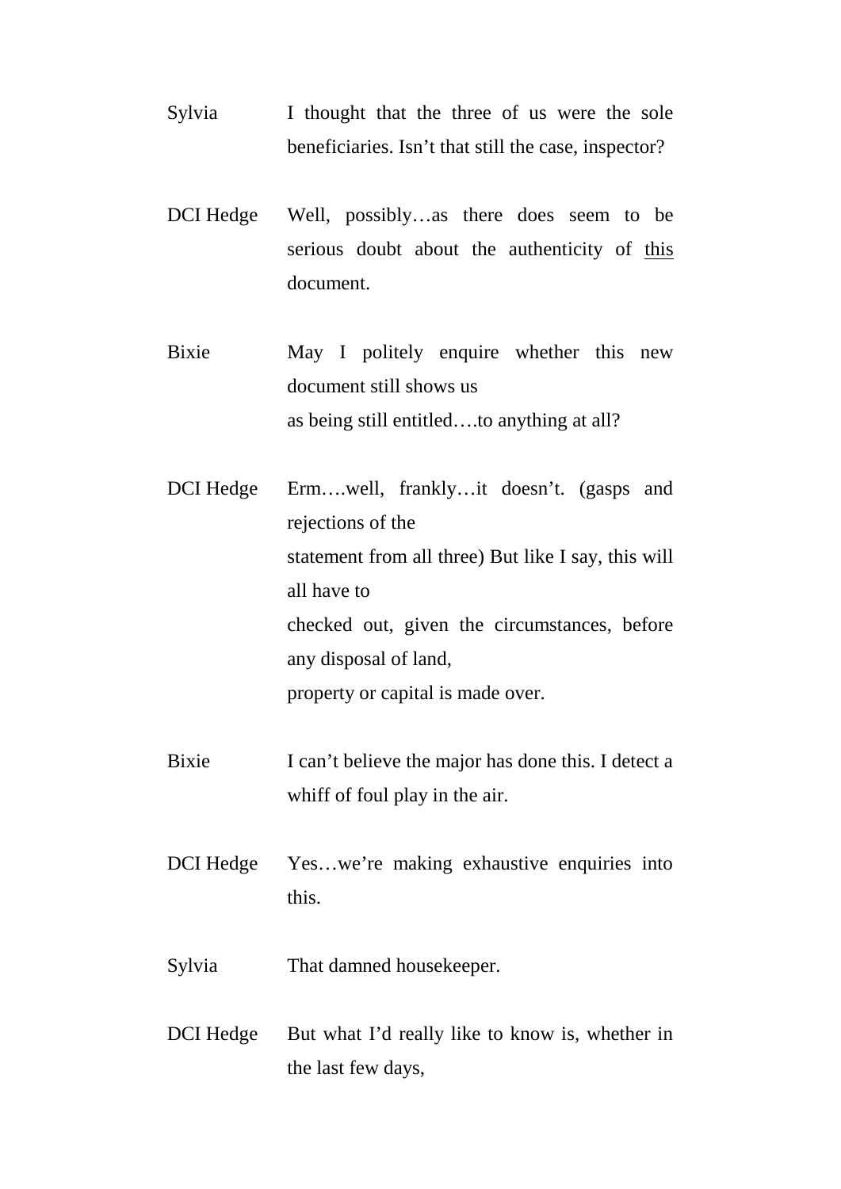**Sylvia** I thought that the three of us were the sole beneficiaries. Isn't that still the case, inspector?

**DCI Hedge** Well, possibly…as there does seem to be serious doubt about the authenticity of <u>this</u> document.

**Bixie** May I politely enquire whether this new document still shows us
as being still entitled….to anything at all?

**DCI Hedge** Erm….well, frankly…it doesn't. (gasps and rejections of the
statement from all three) But like I say, this will all have to
checked out, given the circumstances, before any disposal of land,
property or capital is made over.

**Bixie** I can't believe the major has done this. I detect a whiff of foul play in the air.

**DCI Hedge** Yes…we're making exhaustive enquiries into this.

**Sylvia** That damned housekeeper.

**DCI Hedge** But what I'd really like to know is, whether in the last few days,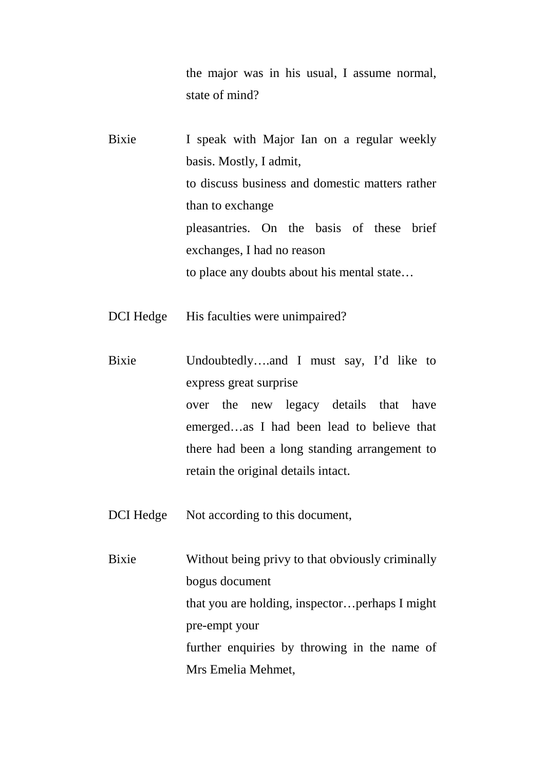the major was in his usual, I assume normal, state of mind?

Bixie — I speak with Major Ian on a regular weekly basis. Mostly, I admit,
to discuss business and domestic matters rather than to exchange
pleasantries. On the basis of these brief exchanges, I had no reason
to place any doubts about his mental state…

DCI Hedge — His faculties were unimpaired?

Bixie — Undoubtedly….and I must say, I'd like to express great surprise
over the new legacy details that have emerged…as I had been lead to believe that there had been a long standing arrangement to retain the original details intact.

DCI Hedge — Not according to this document,

Bixie — Without being privy to that obviously criminally bogus document
that you are holding, inspector…perhaps I might pre-empt your
further enquiries by throwing in the name of Mrs Emelia Mehmet,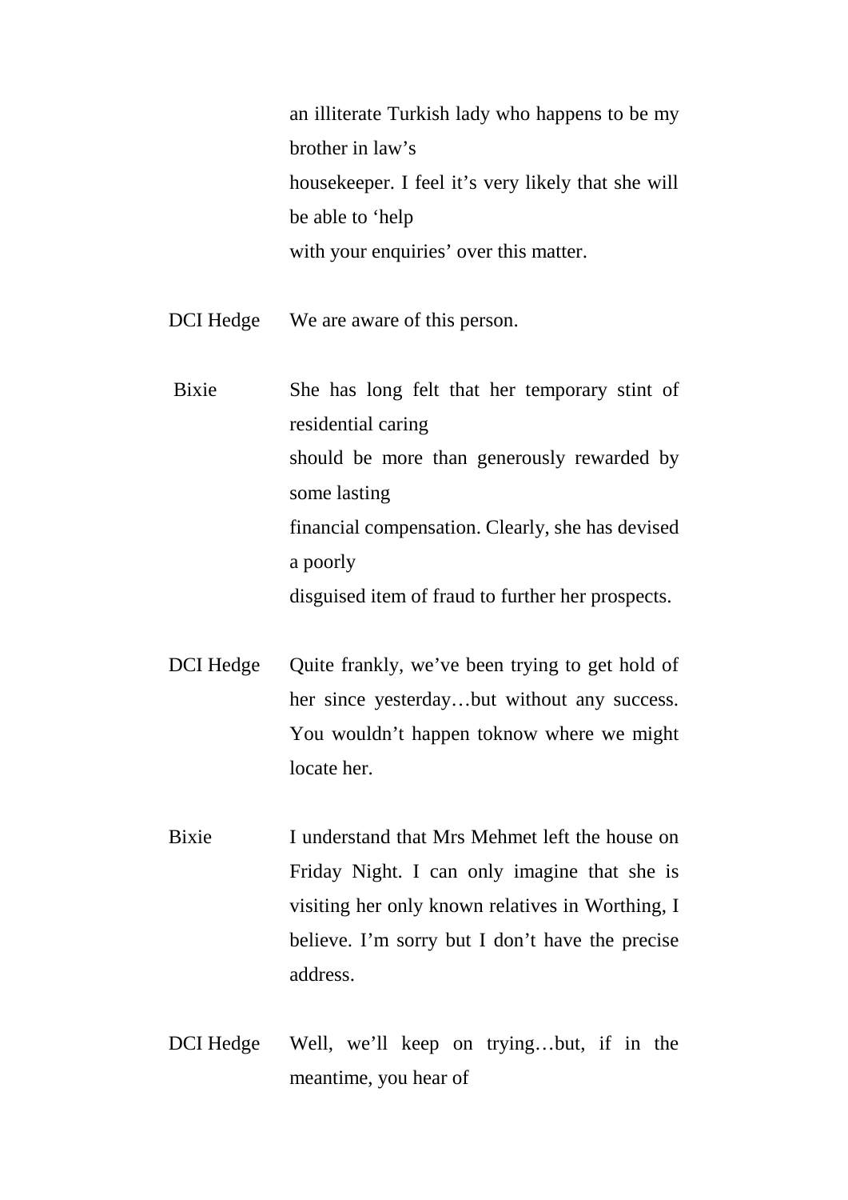an illiterate Turkish lady who happens to be my brother in law's housekeeper. I feel it's very likely that she will be able to 'help with your enquiries' over this matter.

**DCI Hedge** We are aware of this person.

**Bixie** She has long felt that her temporary stint of residential caring should be more than generously rewarded by some lasting financial compensation. Clearly, she has devised a poorly disguised item of fraud to further her prospects.

**DCI Hedge** Quite frankly, we've been trying to get hold of her since yesterday…but without any success. You wouldn't happen toknow where we might locate her.

**Bixie** I understand that Mrs Mehmet left the house on Friday Night. I can only imagine that she is visiting her only known relatives in Worthing, I believe. I'm sorry but I don't have the precise address.

**DCI Hedge** Well, we'll keep on trying…but, if in the meantime, you hear of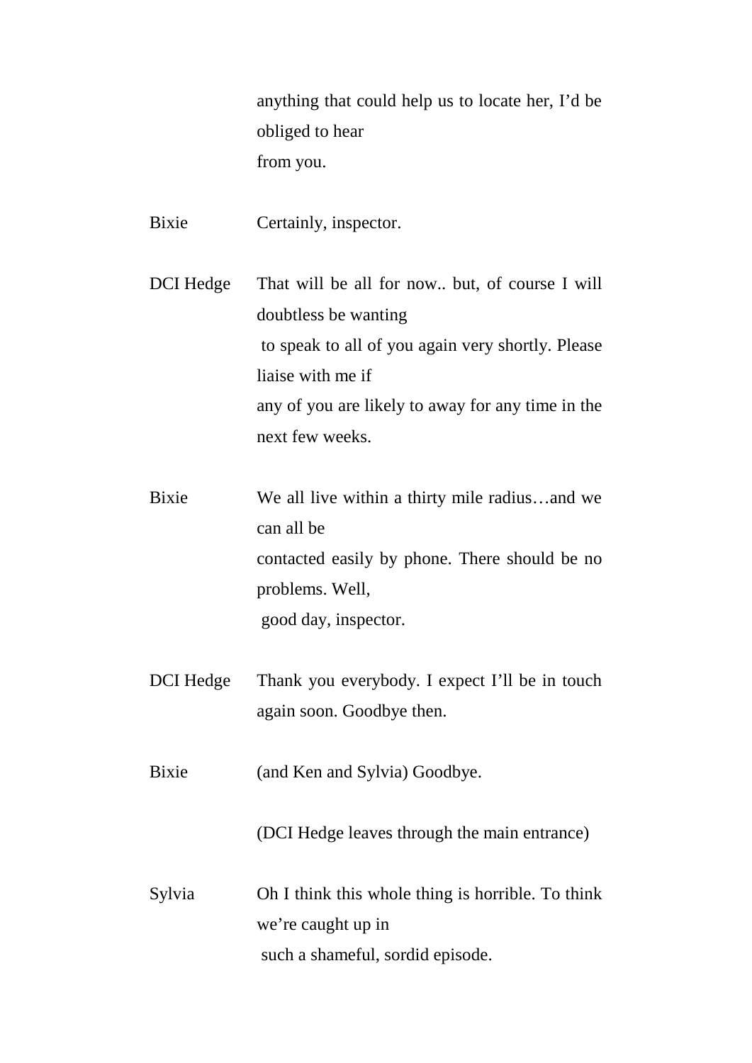anything that could help us to locate her, I'd be obliged to hear from you.

Bixie		Certainly, inspector.

DCI Hedge	That will be all for now.. but, of course I will doubtless be wanting to speak to all of you again very shortly. Please liaise with me if any of you are likely to away for any time in the next few weeks.

Bixie		We all live within a thirty mile radius…and we can all be contacted easily by phone. There should be no problems. Well, good day, inspector.

DCI Hedge	Thank you everybody. I expect I'll be in touch again soon. Goodbye then.

Bixie		(and Ken and Sylvia) Goodbye.

(DCI Hedge leaves through the main entrance)

Sylvia		Oh I think this whole thing is horrible. To think we're caught up in such a shameful, sordid episode.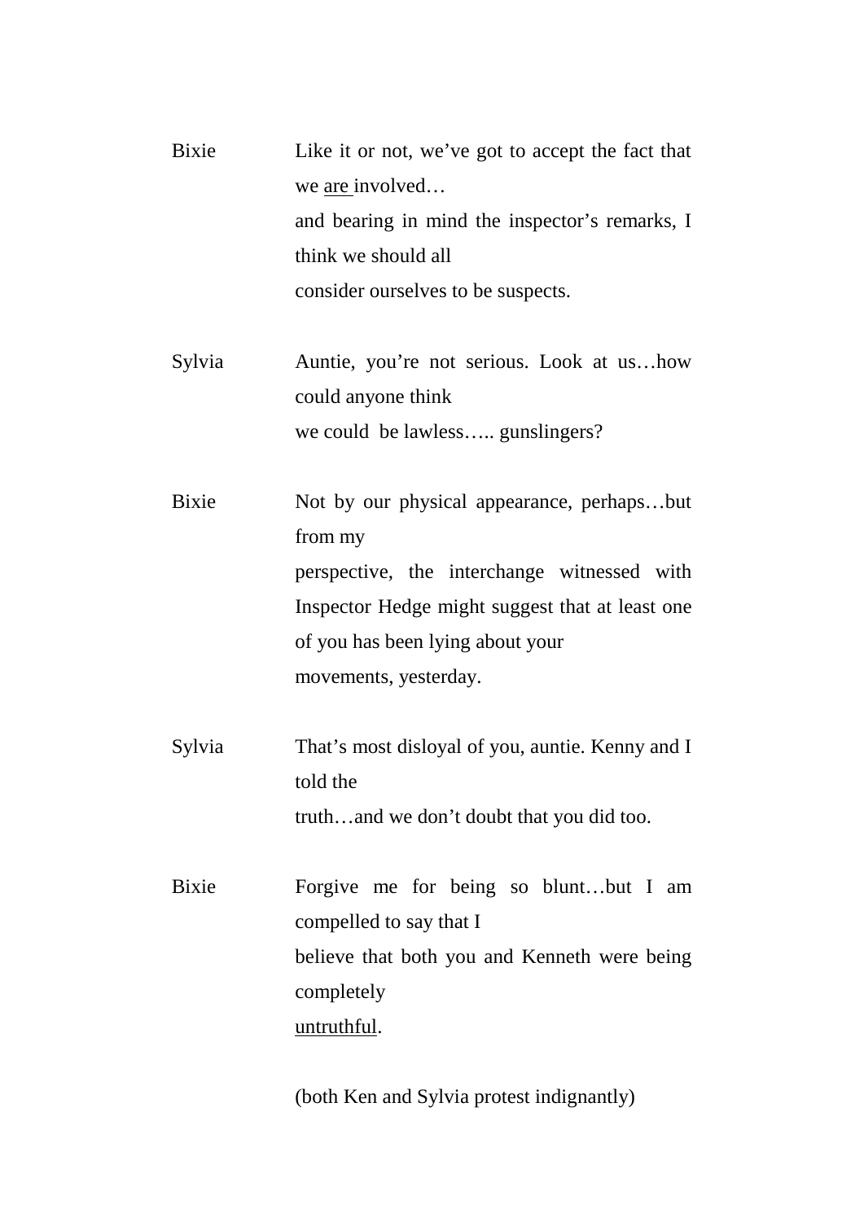**Bixie** Like it or not, we've got to accept the fact that we <u>are</u> involved… and bearing in mind the inspector's remarks, I think we should all consider ourselves to be suspects.

**Sylvia** Auntie, you're not serious. Look at us…how could anyone think we could be lawless….. gunslingers?

**Bixie** Not by our physical appearance, perhaps…but from my perspective, the interchange witnessed with Inspector Hedge might suggest that at least one of you has been lying about your movements, yesterday.

**Sylvia** That's most disloyal of you, auntie. Kenny and I told the truth…and we don't doubt that you did too.

**Bixie** Forgive me for being so blunt…but I am compelled to say that I believe that both you and Kenneth were being completely <u>untruthful</u>.

(both Ken and Sylvia protest indignantly)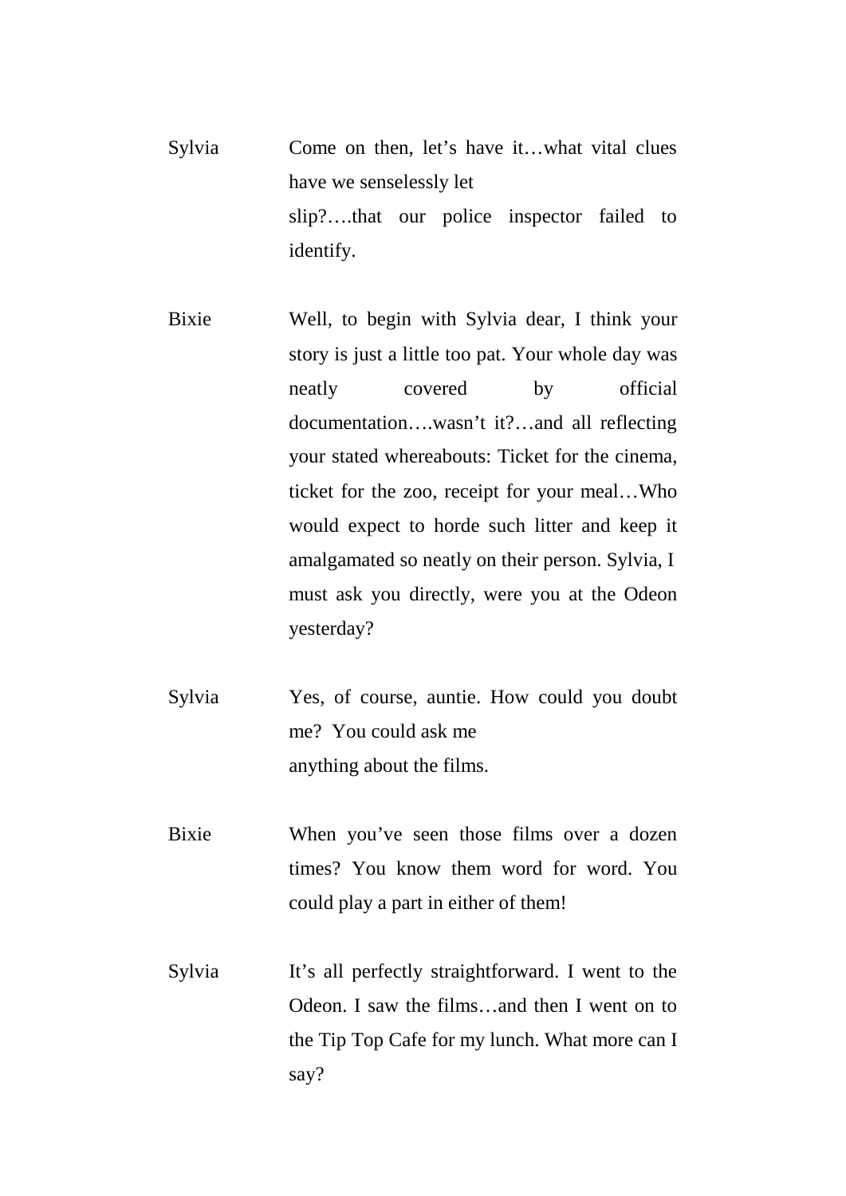Sylvia	Come on then, let's have it…what vital clues have we senselessly let slip?….that our police inspector failed to identify.

Bixie	Well, to begin with Sylvia dear, I think your story is just a little too pat. Your whole day was neatly covered by official documentation….wasn't it?…and all reflecting your stated whereabouts: Ticket for the cinema, ticket for the zoo, receipt for your meal…Who would expect to horde such litter and keep it amalgamated so neatly on their person. Sylvia, I must ask you directly, were you at the Odeon yesterday?

Sylvia	Yes, of course, auntie. How could you doubt me? You could ask me anything about the films.

Bixie	When you've seen those films over a dozen times? You know them word for word. You could play a part in either of them!

Sylvia	It's all perfectly straightforward. I went to the Odeon. I saw the films…and then I went on to the Tip Top Cafe for my lunch. What more can I say?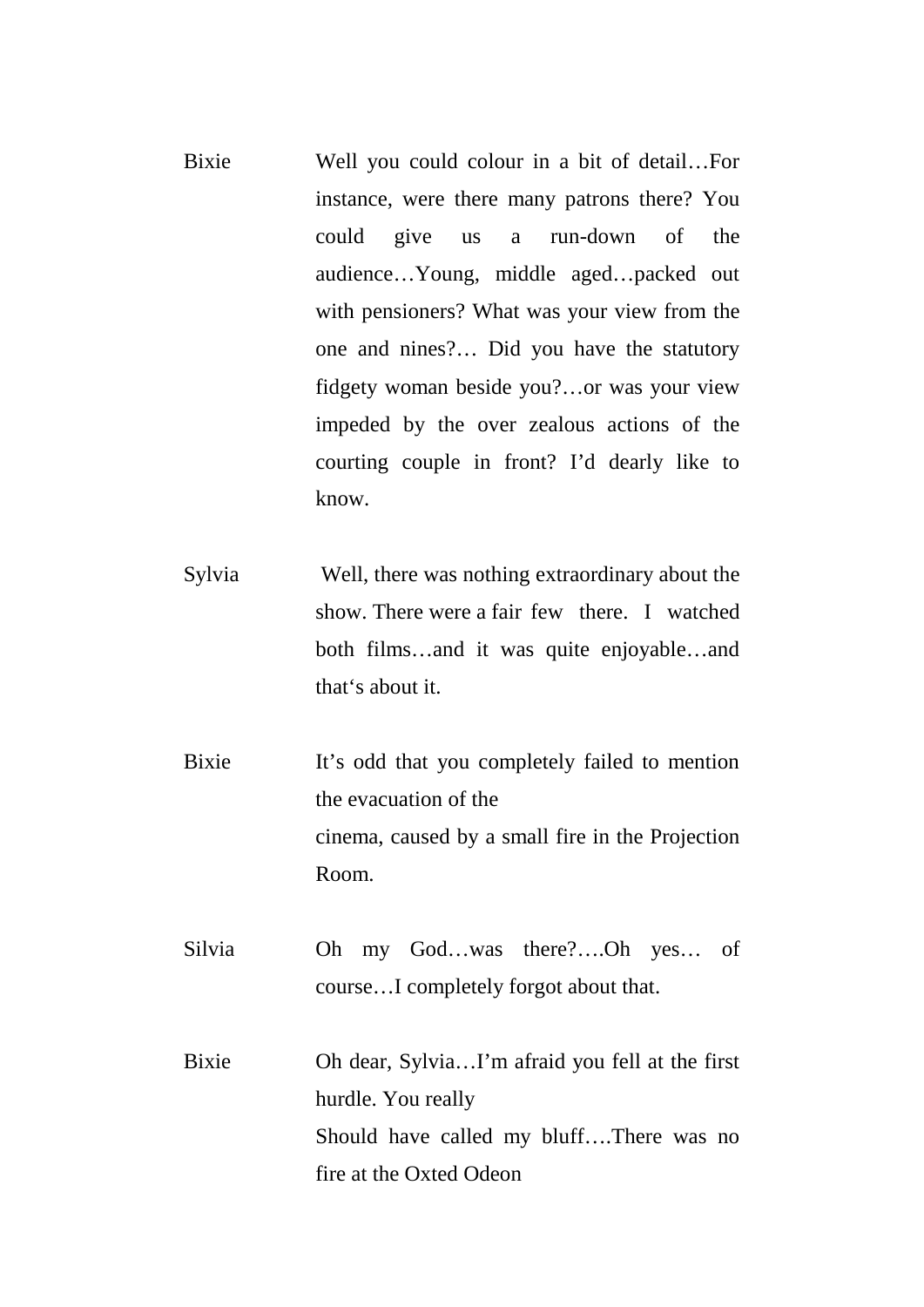Bixie Well you could colour in a bit of detail…For instance, were there many patrons there? You could give us a run-down of the audience…Young, middle aged…packed out with pensioners? What was your view from the one and nines?… Did you have the statutory fidgety woman beside you?…or was your view impeded by the over zealous actions of the courting couple in front? I'd dearly like to know.

Sylvia Well, there was nothing extraordinary about the show. There were a fair few there. I watched both films…and it was quite enjoyable…and that's about it.

Bixie It's odd that you completely failed to mention the evacuation of the
cinema, caused by a small fire in the Projection Room.

Silvia Oh my God…was there?….Oh yes… of course…I completely forgot about that.

Bixie Oh dear, Sylvia…I'm afraid you fell at the first hurdle. You really
Should have called my bluff….There was no fire at the Oxted Odeon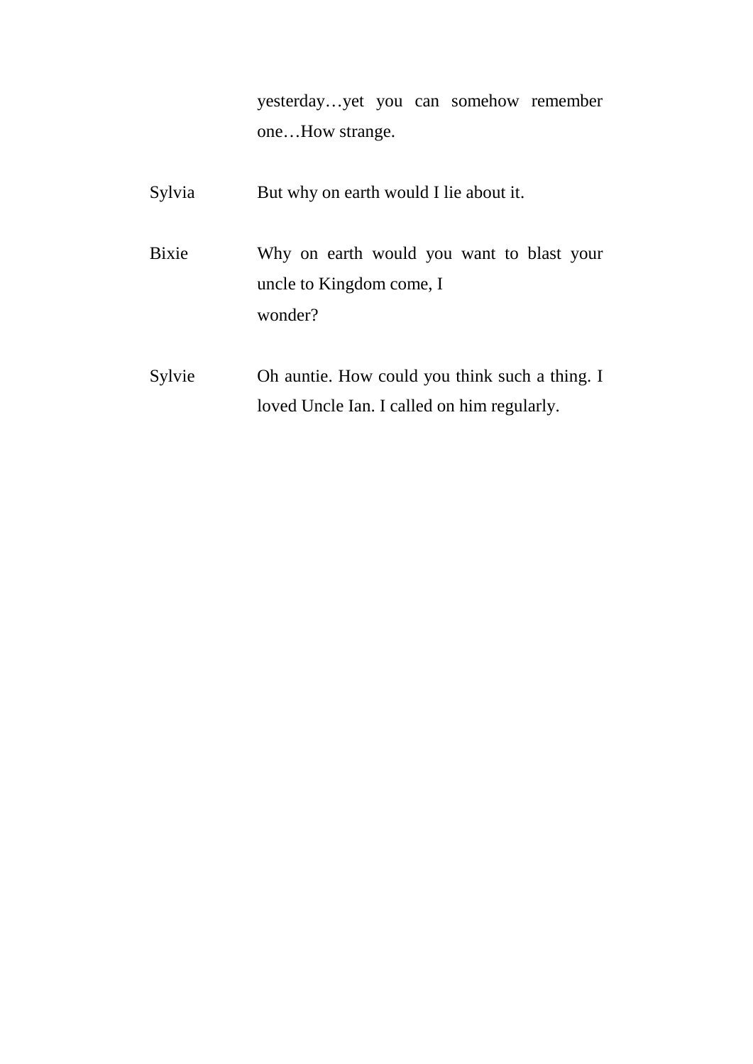yesterday…yet you can somehow remember one…How strange.

Sylvia But why on earth would I lie about it.

Bixie Why on earth would you want to blast your uncle to Kingdom come, I wonder?

Sylvie Oh auntie. How could you think such a thing. I loved Uncle Ian. I called on him regularly.